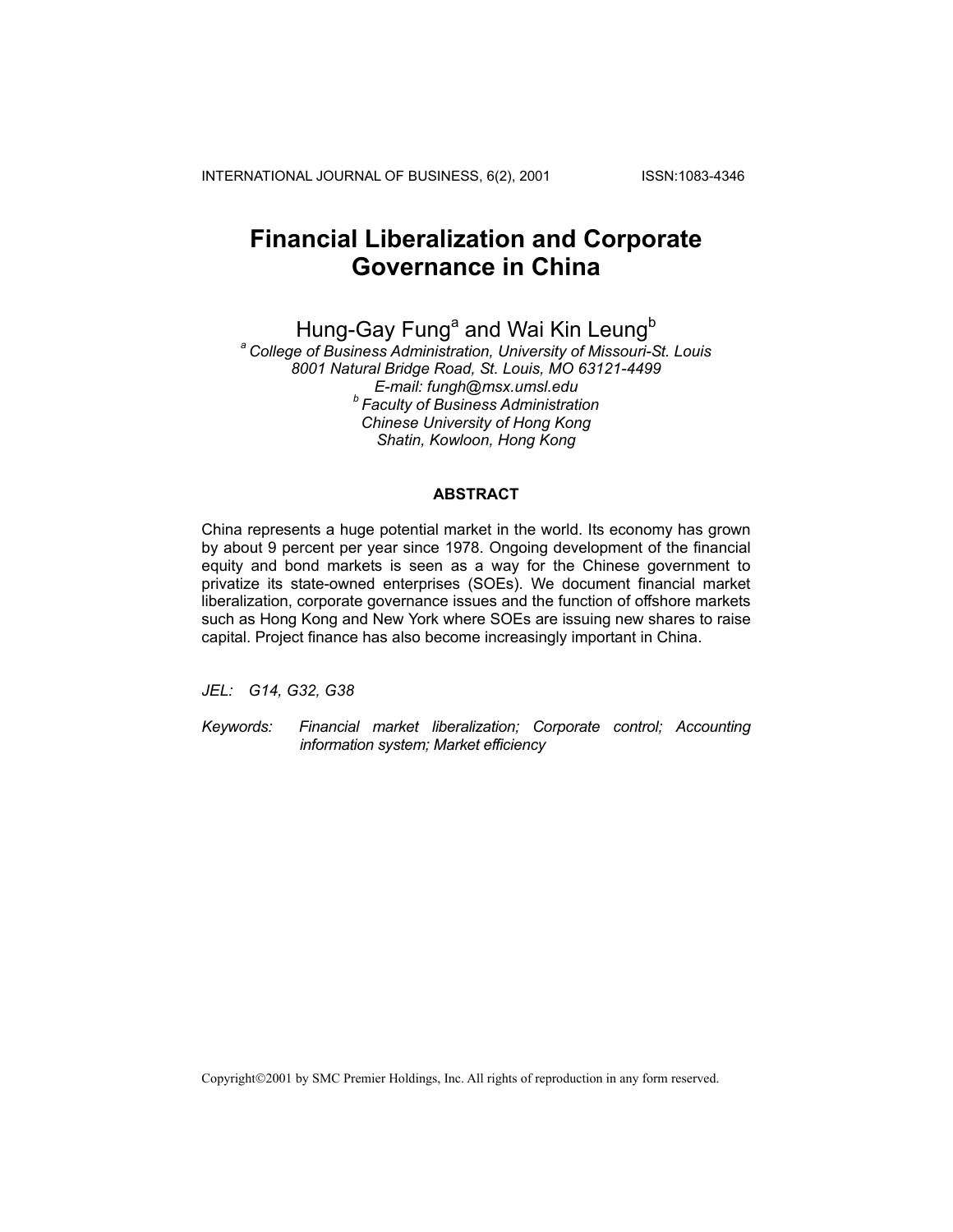# Financial Liberalization and Corporate Governance in China

Hung-Gay Fung[a] and Wai Kin Leung[b]

[a] *College of Business Administration, University of Missouri-St. Louis*
*8001 Natural Bridge Road, St. Louis, MO 63121-4499*
*E-mail: fungh@msx.umsl.edu*

[b] *Faculty of Business Administration*
*Chinese University of Hong Kong*
*Shatin, Kowloon, Hong Kong*

## ABSTRACT

China represents a huge potential market in the world. Its economy has grown by about 9 percent per year since 1978. Ongoing development of the financial equity and bond markets is seen as a way for the Chinese government to privatize its state-owned enterprises (SOEs). We document financial market liberalization, corporate governance issues and the function of offshore markets such as Hong Kong and New York where SOEs are issuing new shares to raise capital. Project finance has also become increasingly important in China.

*JEL: G14, G32, G38*

*Keywords: Financial market liberalization; Corporate control; Accounting information system; Market efficiency*

Copyright©2001 by SMC Premier Holdings, Inc. All rights of reproduction in any form reserved.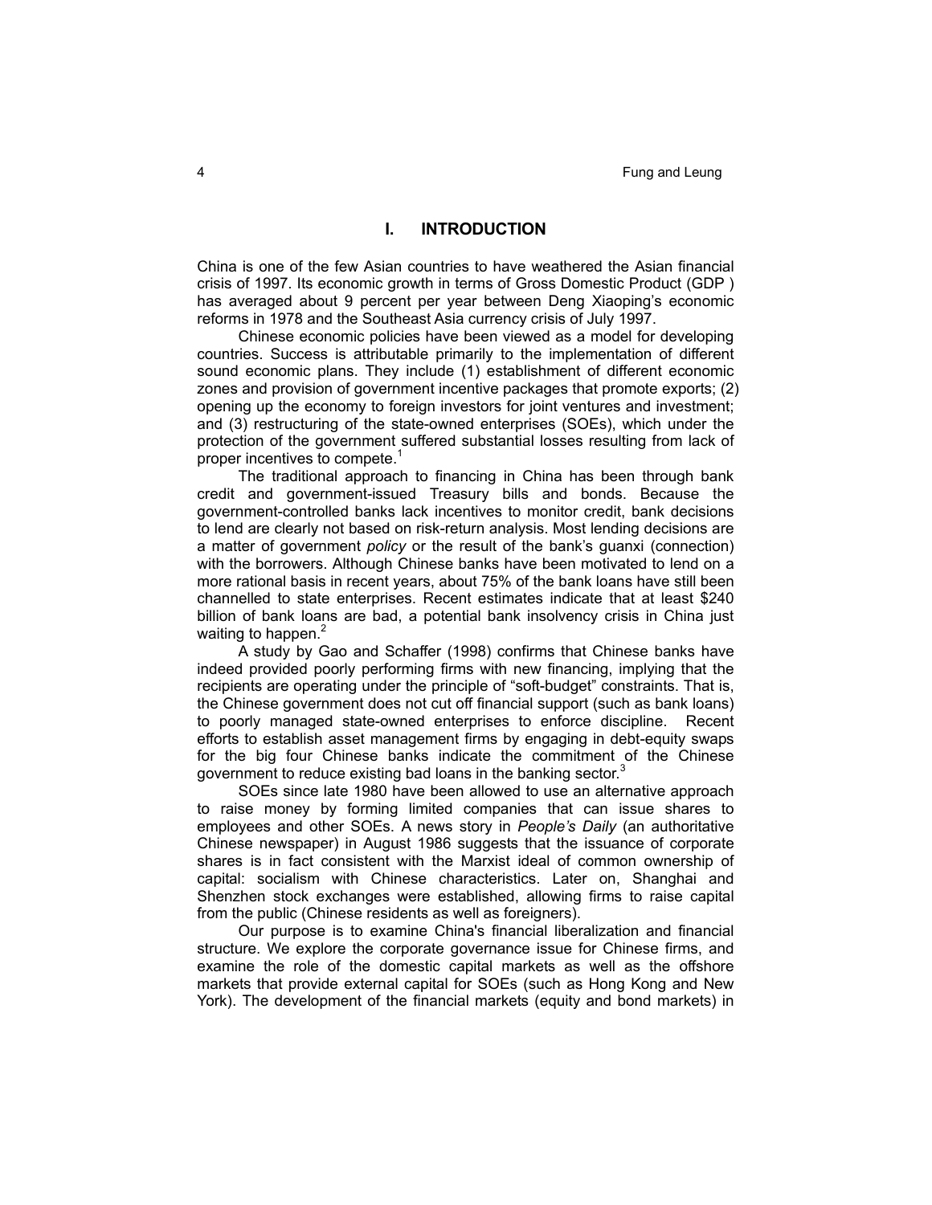# I. INTRODUCTION

China is one of the few Asian countries to have weathered the Asian financial crisis of 1997. Its economic growth in terms of Gross Domestic Product (GDP ) has averaged about 9 percent per year between Deng Xiaoping's economic reforms in 1978 and the Southeast Asia currency crisis of July 1997.

Chinese economic policies have been viewed as a model for developing countries. Success is attributable primarily to the implementation of different sound economic plans. They include (1) establishment of different economic zones and provision of government incentive packages that promote exports; (2) opening up the economy to foreign investors for joint ventures and investment; and (3) restructuring of the state-owned enterprises (SOEs), which under the protection of the government suffered substantial losses resulting from lack of proper incentives to compete.[1]

The traditional approach to financing in China has been through bank credit and government-issued Treasury bills and bonds. Because the government-controlled banks lack incentives to monitor credit, bank decisions to lend are clearly not based on risk-return analysis. Most lending decisions are a matter of government *policy* or the result of the bank's guanxi (connection) with the borrowers. Although Chinese banks have been motivated to lend on a more rational basis in recent years, about 75% of the bank loans have still been channelled to state enterprises. Recent estimates indicate that at least $240 billion of bank loans are bad, a potential bank insolvency crisis in China just waiting to happen.[2]

A study by Gao and Schaffer (1998) confirms that Chinese banks have indeed provided poorly performing firms with new financing, implying that the recipients are operating under the principle of "soft-budget" constraints. That is, the Chinese government does not cut off financial support (such as bank loans) to poorly managed state-owned enterprises to enforce discipline. Recent efforts to establish asset management firms by engaging in debt-equity swaps for the big four Chinese banks indicate the commitment of the Chinese government to reduce existing bad loans in the banking sector.[3]

SOEs since late 1980 have been allowed to use an alternative approach to raise money by forming limited companies that can issue shares to employees and other SOEs. A news story in *People's Daily* (an authoritative Chinese newspaper) in August 1986 suggests that the issuance of corporate shares is in fact consistent with the Marxist ideal of common ownership of capital: socialism with Chinese characteristics. Later on, Shanghai and Shenzhen stock exchanges were established, allowing firms to raise capital from the public (Chinese residents as well as foreigners).

Our purpose is to examine China's financial liberalization and financial structure. We explore the corporate governance issue for Chinese firms, and examine the role of the domestic capital markets as well as the offshore markets that provide external capital for SOEs (such as Hong Kong and New York). The development of the financial markets (equity and bond markets) in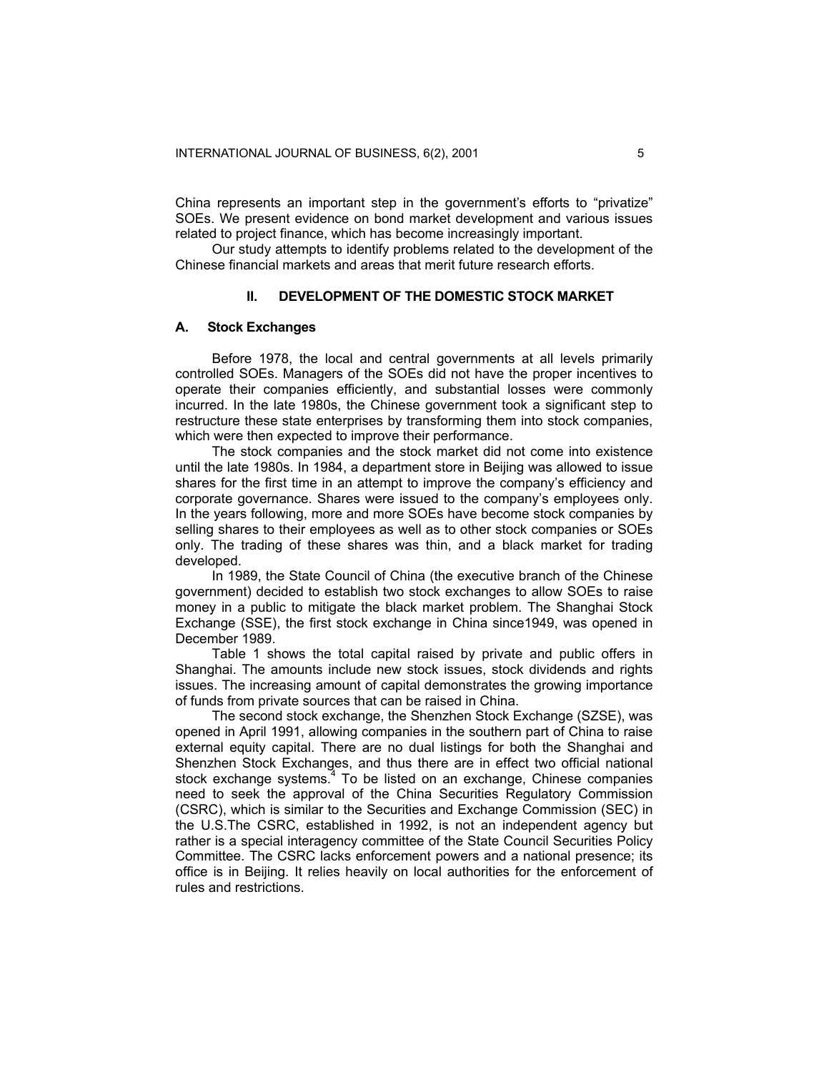China represents an important step in the government's efforts to "privatize" SOEs. We present evidence on bond market development and various issues related to project finance, which has become increasingly important.

Our study attempts to identify problems related to the development of the Chinese financial markets and areas that merit future research efforts.

## II. DEVELOPMENT OF THE DOMESTIC STOCK MARKET

### A. Stock Exchanges

Before 1978, the local and central governments at all levels primarily controlled SOEs. Managers of the SOEs did not have the proper incentives to operate their companies efficiently, and substantial losses were commonly incurred. In the late 1980s, the Chinese government took a significant step to restructure these state enterprises by transforming them into stock companies, which were then expected to improve their performance.

The stock companies and the stock market did not come into existence until the late 1980s. In 1984, a department store in Beijing was allowed to issue shares for the first time in an attempt to improve the company's efficiency and corporate governance. Shares were issued to the company's employees only. In the years following, more and more SOEs have become stock companies by selling shares to their employees as well as to other stock companies or SOEs only. The trading of these shares was thin, and a black market for trading developed.

In 1989, the State Council of China (the executive branch of the Chinese government) decided to establish two stock exchanges to allow SOEs to raise money in a public to mitigate the black market problem. The Shanghai Stock Exchange (SSE), the first stock exchange in China since1949, was opened in December 1989.

Table 1 shows the total capital raised by private and public offers in Shanghai. The amounts include new stock issues, stock dividends and rights issues. The increasing amount of capital demonstrates the growing importance of funds from private sources that can be raised in China.

The second stock exchange, the Shenzhen Stock Exchange (SZSE), was opened in April 1991, allowing companies in the southern part of China to raise external equity capital. There are no dual listings for both the Shanghai and Shenzhen Stock Exchanges, and thus there are in effect two official national stock exchange systems.[4] To be listed on an exchange, Chinese companies need to seek the approval of the China Securities Regulatory Commission (CSRC), which is similar to the Securities and Exchange Commission (SEC) in the U.S.The CSRC, established in 1992, is not an independent agency but rather is a special interagency committee of the State Council Securities Policy Committee. The CSRC lacks enforcement powers and a national presence; its office is in Beijing. It relies heavily on local authorities for the enforcement of rules and restrictions.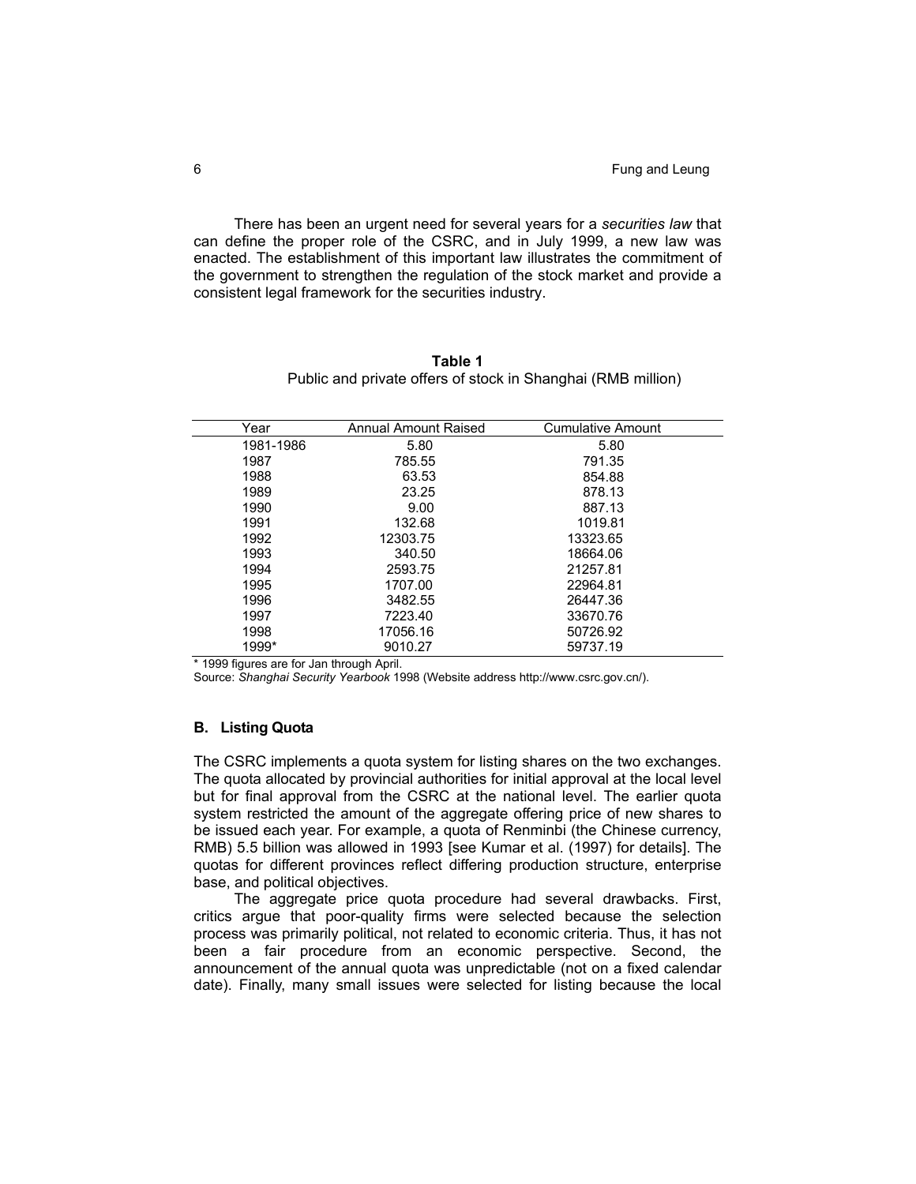There has been an urgent need for several years for a *securities law* that can define the proper role of the CSRC, and in July 1999, a new law was enacted. The establishment of this important law illustrates the commitment of the government to strengthen the regulation of the stock market and provide a consistent legal framework for the securities industry.

**Table 1**

Public and private offers of stock in Shanghai (RMB million)

| Year | Annual Amount Raised | Cumulative Amount |
|---|---|---|
| 1981-1986 | 5.80 | 5.80 |
| 1987 | 785.55 | 791.35 |
| 1988 | 63.53 | 854.88 |
| 1989 | 23.25 | 878.13 |
| 1990 | 9.00 | 887.13 |
| 1991 | 132.68 | 1019.81 |
| 1992 | 12303.75 | 13323.65 |
| 1993 | 340.50 | 18664.06 |
| 1994 | 2593.75 | 21257.81 |
| 1995 | 1707.00 | 22964.81 |
| 1996 | 3482.55 | 26447.36 |
| 1997 | 7223.40 | 33670.76 |
| 1998 | 17056.16 | 50726.92 |
| 1999* | 9010.27 | 59737.19 |

\* 1999 figures are for Jan through April.

Source: *Shanghai Security Yearbook* 1998 (Website address http://www.csrc.gov.cn/).

### B. Listing Quota

The CSRC implements a quota system for listing shares on the two exchanges. The quota allocated by provincial authorities for initial approval at the local level but for final approval from the CSRC at the national level. The earlier quota system restricted the amount of the aggregate offering price of new shares to be issued each year. For example, a quota of Renminbi (the Chinese currency, RMB) 5.5 billion was allowed in 1993 [see Kumar et al. (1997) for details]. The quotas for different provinces reflect differing production structure, enterprise base, and political objectives.

The aggregate price quota procedure had several drawbacks. First, critics argue that poor-quality firms were selected because the selection process was primarily political, not related to economic criteria. Thus, it has not been a fair procedure from an economic perspective. Second, the announcement of the annual quota was unpredictable (not on a fixed calendar date). Finally, many small issues were selected for listing because the local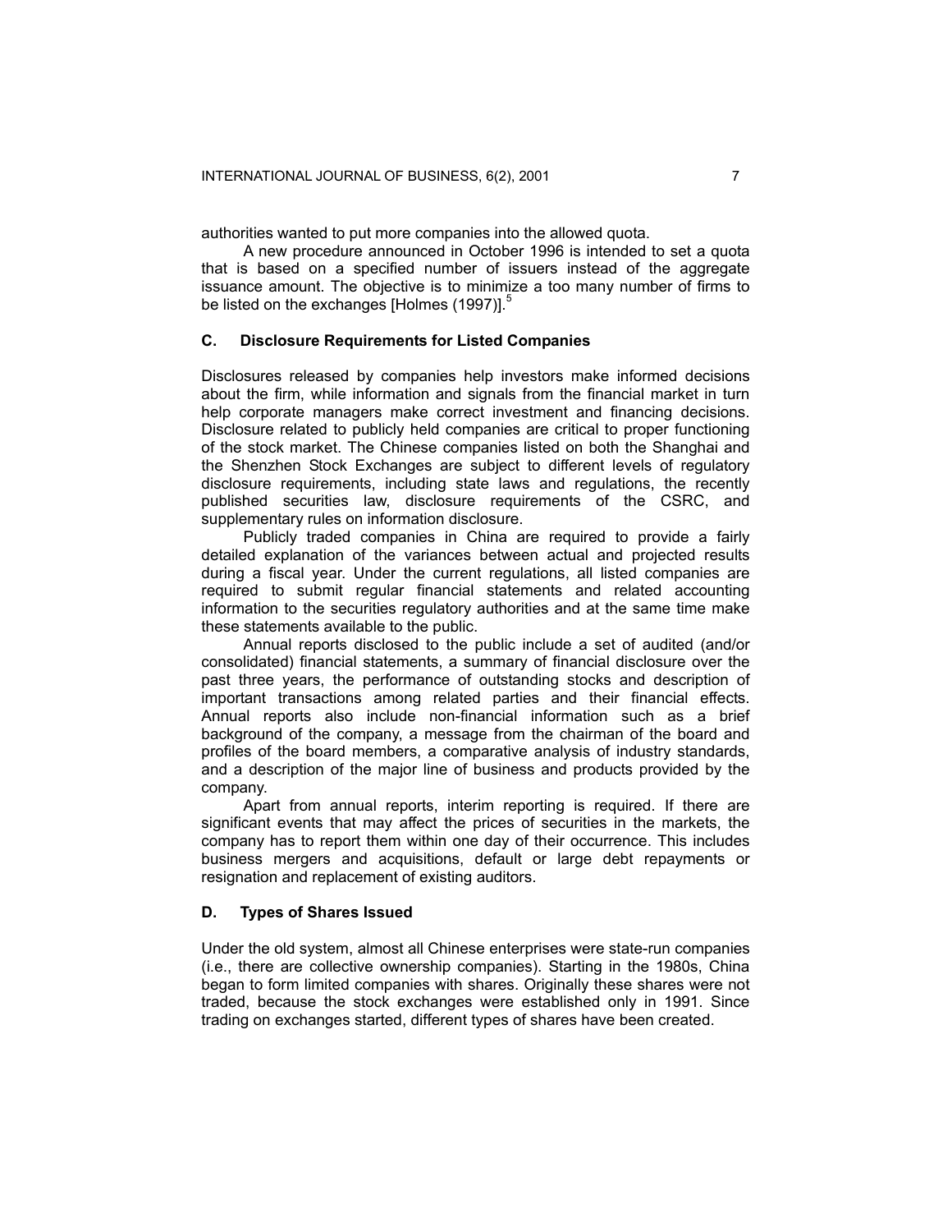authorities wanted to put more companies into the allowed quota.

A new procedure announced in October 1996 is intended to set a quota that is based on a specified number of issuers instead of the aggregate issuance amount. The objective is to minimize a too many number of firms to be listed on the exchanges [Holmes (1997)].[5]

### C. Disclosure Requirements for Listed Companies

Disclosures released by companies help investors make informed decisions about the firm, while information and signals from the financial market in turn help corporate managers make correct investment and financing decisions. Disclosure related to publicly held companies are critical to proper functioning of the stock market. The Chinese companies listed on both the Shanghai and the Shenzhen Stock Exchanges are subject to different levels of regulatory disclosure requirements, including state laws and regulations, the recently published securities law, disclosure requirements of the CSRC, and supplementary rules on information disclosure.

Publicly traded companies in China are required to provide a fairly detailed explanation of the variances between actual and projected results during a fiscal year. Under the current regulations, all listed companies are required to submit regular financial statements and related accounting information to the securities regulatory authorities and at the same time make these statements available to the public.

Annual reports disclosed to the public include a set of audited (and/or consolidated) financial statements, a summary of financial disclosure over the past three years, the performance of outstanding stocks and description of important transactions among related parties and their financial effects. Annual reports also include non-financial information such as a brief background of the company, a message from the chairman of the board and profiles of the board members, a comparative analysis of industry standards, and a description of the major line of business and products provided by the company.

Apart from annual reports, interim reporting is required. If there are significant events that may affect the prices of securities in the markets, the company has to report them within one day of their occurrence. This includes business mergers and acquisitions, default or large debt repayments or resignation and replacement of existing auditors.

### D. Types of Shares Issued

Under the old system, almost all Chinese enterprises were state-run companies (i.e., there are collective ownership companies). Starting in the 1980s, China began to form limited companies with shares. Originally these shares were not traded, because the stock exchanges were established only in 1991. Since trading on exchanges started, different types of shares have been created.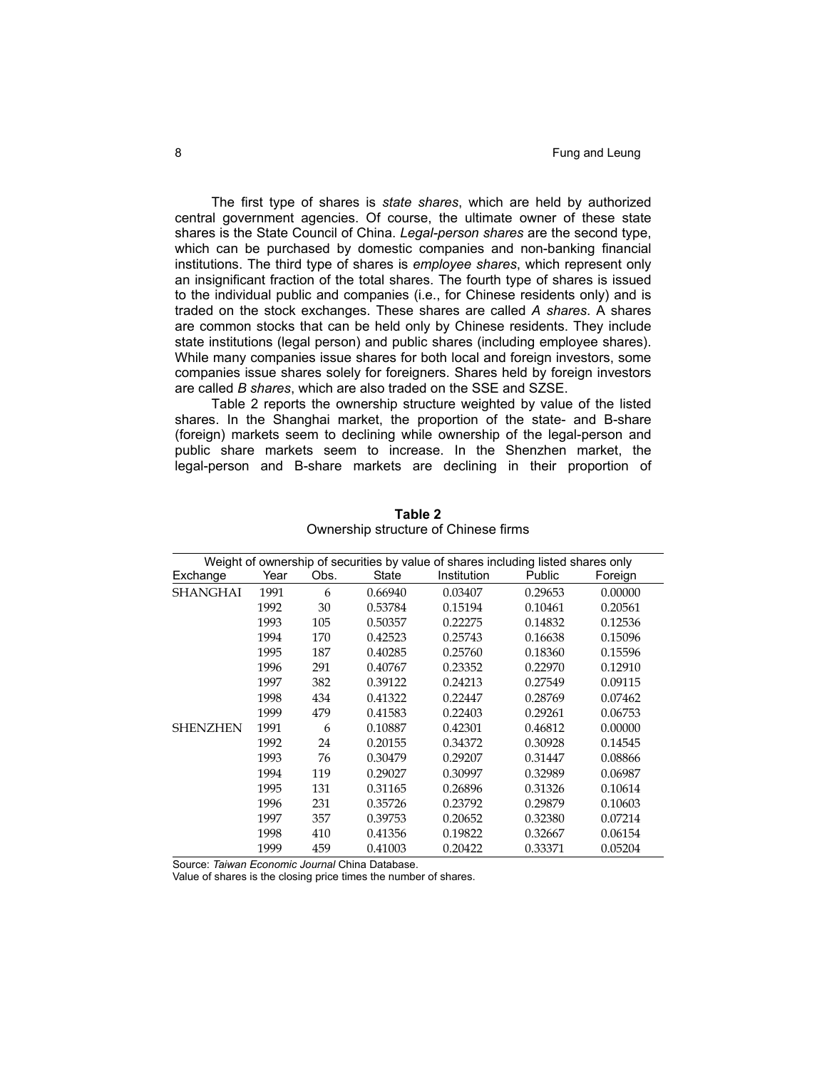The first type of shares is *state shares*, which are held by authorized central government agencies. Of course, the ultimate owner of these state shares is the State Council of China. *Legal-person shares* are the second type, which can be purchased by domestic companies and non-banking financial institutions. The third type of shares is *employee shares*, which represent only an insignificant fraction of the total shares. The fourth type of shares is issued to the individual public and companies (i.e., for Chinese residents only) and is traded on the stock exchanges. These shares are called *A shares*. A shares are common stocks that can be held only by Chinese residents. They include state institutions (legal person) and public shares (including employee shares). While many companies issue shares for both local and foreign investors, some companies issue shares solely for foreigners. Shares held by foreign investors are called *B shares*, which are also traded on the SSE and SZSE.

Table 2 reports the ownership structure weighted by value of the listed shares. In the Shanghai market, the proportion of the state- and B-share (foreign) markets seem to declining while ownership of the legal-person and public share markets seem to increase. In the Shenzhen market, the legal-person and B-share markets are declining in their proportion of

**Table 2**
Ownership structure of Chinese firms

| Weight of ownership of securities by value of shares including listed shares only | | | | | | |
|---|---|---|---|---|---|---|
| Exchange | Year | Obs. | State | Institution | Public | Foreign |
| SHANGHAI | 1991 | 6 | 0.66940 | 0.03407 | 0.29653 | 0.00000 |
| | 1992 | 30 | 0.53784 | 0.15194 | 0.10461 | 0.20561 |
| | 1993 | 105 | 0.50357 | 0.22275 | 0.14832 | 0.12536 |
| | 1994 | 170 | 0.42523 | 0.25743 | 0.16638 | 0.15096 |
| | 1995 | 187 | 0.40285 | 0.25760 | 0.18360 | 0.15596 |
| | 1996 | 291 | 0.40767 | 0.23352 | 0.22970 | 0.12910 |
| | 1997 | 382 | 0.39122 | 0.24213 | 0.27549 | 0.09115 |
| | 1998 | 434 | 0.41322 | 0.22447 | 0.28769 | 0.07462 |
| | 1999 | 479 | 0.41583 | 0.22403 | 0.29261 | 0.06753 |
| SHENZHEN | 1991 | 6 | 0.10887 | 0.42301 | 0.46812 | 0.00000 |
| | 1992 | 24 | 0.20155 | 0.34372 | 0.30928 | 0.14545 |
| | 1993 | 76 | 0.30479 | 0.29207 | 0.31447 | 0.08866 |
| | 1994 | 119 | 0.29027 | 0.30997 | 0.32989 | 0.06987 |
| | 1995 | 131 | 0.31165 | 0.26896 | 0.31326 | 0.10614 |
| | 1996 | 231 | 0.35726 | 0.23792 | 0.29879 | 0.10603 |
| | 1997 | 357 | 0.39753 | 0.20652 | 0.32380 | 0.07214 |
| | 1998 | 410 | 0.41356 | 0.19822 | 0.32667 | 0.06154 |
| | 1999 | 459 | 0.41003 | 0.20422 | 0.33371 | 0.05204 |

Source: *Taiwan Economic Journal* China Database.
Value of shares is the closing price times the number of shares.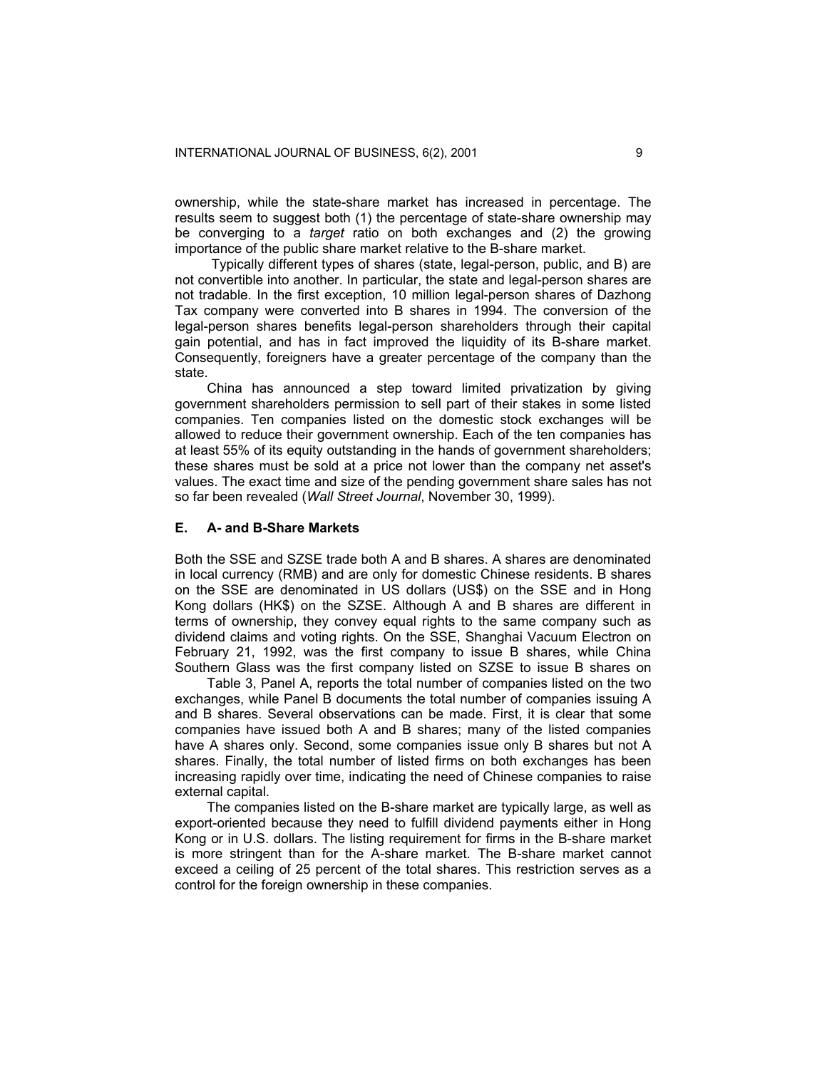ownership, while the state-share market has increased in percentage. The results seem to suggest both (1) the percentage of state-share ownership may be converging to a *target* ratio on both exchanges and (2) the growing importance of the public share market relative to the B-share market.

Typically different types of shares (state, legal-person, public, and B) are not convertible into another. In particular, the state and legal-person shares are not tradable. In the first exception, 10 million legal-person shares of Dazhong Tax company were converted into B shares in 1994. The conversion of the legal-person shares benefits legal-person shareholders through their capital gain potential, and has in fact improved the liquidity of its B-share market. Consequently, foreigners have a greater percentage of the company than the state.

China has announced a step toward limited privatization by giving government shareholders permission to sell part of their stakes in some listed companies. Ten companies listed on the domestic stock exchanges will be allowed to reduce their government ownership. Each of the ten companies has at least 55% of its equity outstanding in the hands of government shareholders; these shares must be sold at a price not lower than the company net asset's values. The exact time and size of the pending government share sales has not so far been revealed (*Wall Street Journal*, November 30, 1999).

### E. A- and B-Share Markets

Both the SSE and SZSE trade both A and B shares. A shares are denominated in local currency (RMB) and are only for domestic Chinese residents. B shares on the SSE are denominated in US dollars (US$) on the SSE and in Hong Kong dollars (HK$) on the SZSE. Although A and B shares are different in terms of ownership, they convey equal rights to the same company such as dividend claims and voting rights. On the SSE, Shanghai Vacuum Electron on February 21, 1992, was the first company to issue B shares, while China Southern Glass was the first company listed on SZSE to issue B shares on

Table 3, Panel A, reports the total number of companies listed on the two exchanges, while Panel B documents the total number of companies issuing A and B shares. Several observations can be made. First, it is clear that some companies have issued both A and B shares; many of the listed companies have A shares only. Second, some companies issue only B shares but not A shares. Finally, the total number of listed firms on both exchanges has been increasing rapidly over time, indicating the need of Chinese companies to raise external capital.

The companies listed on the B-share market are typically large, as well as export-oriented because they need to fulfill dividend payments either in Hong Kong or in U.S. dollars. The listing requirement for firms in the B-share market is more stringent than for the A-share market. The B-share market cannot exceed a ceiling of 25 percent of the total shares. This restriction serves as a control for the foreign ownership in these companies.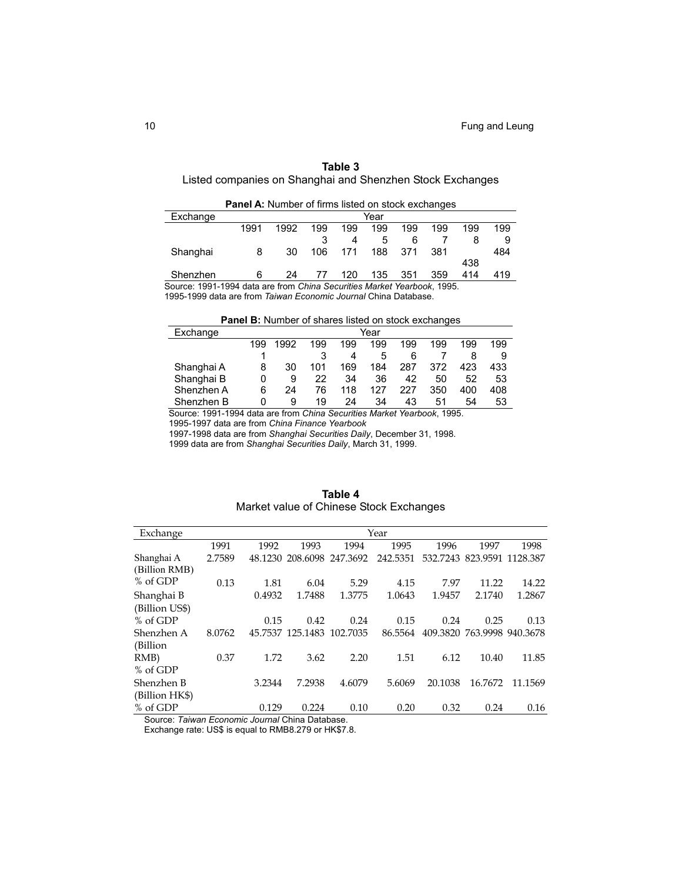**Table 3**
Listed companies on Shanghai and Shenzhen Stock Exchanges

**Panel A:** Number of firms listed on stock exchanges

| Exchange | Year | | | | | | | | |
|---|---|---|---|---|---|---|---|---|---|
| | 1991 | 1992 | 1993 | 1994 | 1995 | 1996 | 1997 | 1998 | 1999 |
| Shanghai | 8 | 30 | 106 | 171 | 188 | 371 | 381 | 438 | 484 |
| Shenzhen | 6 | 24 | 77 | 120 | 135 | 351 | 359 | 414 | 419 |

Source: 1991-1994 data are from *China Securities Market Yearbook*, 1995.
1995-1999 data are from *Taiwan Economic Journal* China Database.

**Panel B:** Number of shares listed on stock exchanges

| Exchange | Year | | | | | | | | |
|---|---|---|---|---|---|---|---|---|---|
| | 1991 | 1992 | 1993 | 1994 | 1995 | 1996 | 1997 | 1998 | 1999 |
| Shanghai A | 8 | 30 | 101 | 169 | 184 | 287 | 372 | 423 | 433 |
| Shanghai B | 0 | 9 | 22 | 34 | 36 | 42 | 50 | 52 | 53 |
| Shenzhen A | 6 | 24 | 76 | 118 | 127 | 227 | 350 | 400 | 408 |
| Shenzhen B | 0 | 9 | 19 | 24 | 34 | 43 | 51 | 54 | 53 |

Source: 1991-1994 data are from *China Securities Market Yearbook*, 1995.
1995-1997 data are from *China Finance Yearbook*
1997-1998 data are from *Shanghai Securities Daily*, December 31, 1998.
1999 data are from *Shanghai Securities Daily*, March 31, 1999.

**Table 4**
Market value of Chinese Stock Exchanges

| Exchange | Year | | | | | | | |
|---|---|---|---|---|---|---|---|---|
| | 1991 | 1992 | 1993 | 1994 | 1995 | 1996 | 1997 | 1998 |
| Shanghai A (Billion RMB) | 2.7589 | 48.1230 | 208.6098 | 247.3692 | 242.5351 | 532.7243 | 823.9591 | 1128.387 |
| % of GDP | 0.13 | 1.81 | 6.04 | 5.29 | 4.15 | 7.97 | 11.22 | 14.22 |
| Shanghai B (Billion US$) | | 0.4932 | 1.7488 | 1.3775 | 1.0643 | 1.9457 | 2.1740 | 1.2867 |
| % of GDP | | 0.15 | 0.42 | 0.24 | 0.15 | 0.24 | 0.25 | 0.13 |
| Shenzhen A (Billion RMB) | 8.0762 | 45.7537 | 125.1483 | 102.7035 | 86.5564 | 409.3820 | 763.9998 | 940.3678 |
| % of GDP | 0.37 | 1.72 | 3.62 | 2.20 | 1.51 | 6.12 | 10.40 | 11.85 |
| Shenzhen B (Billion HK$) | | 3.2344 | 7.2938 | 4.6079 | 5.6069 | 20.1038 | 16.7672 | 11.1569 |
| % of GDP | | 0.129 | 0.224 | 0.10 | 0.20 | 0.32 | 0.24 | 0.16 |

Source: *Taiwan Economic Journal* China Database.
Exchange rate: US$ is equal to RMB8.279 or HK$7.8.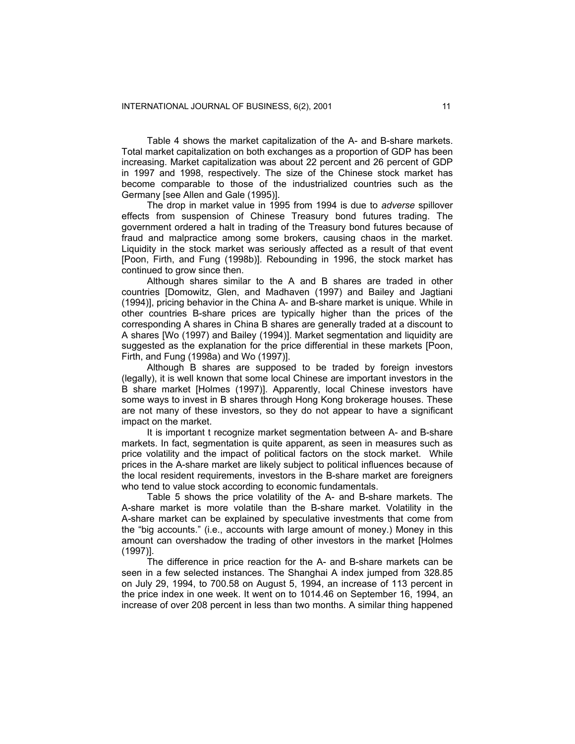Table 4 shows the market capitalization of the A- and B-share markets. Total market capitalization on both exchanges as a proportion of GDP has been increasing. Market capitalization was about 22 percent and 26 percent of GDP in 1997 and 1998, respectively. The size of the Chinese stock market has become comparable to those of the industrialized countries such as the Germany [see Allen and Gale (1995)].

The drop in market value in 1995 from 1994 is due to *adverse* spillover effects from suspension of Chinese Treasury bond futures trading. The government ordered a halt in trading of the Treasury bond futures because of fraud and malpractice among some brokers, causing chaos in the market. Liquidity in the stock market was seriously affected as a result of that event [Poon, Firth, and Fung (1998b)]. Rebounding in 1996, the stock market has continued to grow since then.

Although shares similar to the A and B shares are traded in other countries [Domowitz, Glen, and Madhaven (1997) and Bailey and Jagtiani (1994)], pricing behavior in the China A- and B-share market is unique. While in other countries B-share prices are typically higher than the prices of the corresponding A shares in China B shares are generally traded at a discount to A shares [Wo (1997) and Bailey (1994)]. Market segmentation and liquidity are suggested as the explanation for the price differential in these markets [Poon, Firth, and Fung (1998a) and Wo (1997)].

Although B shares are supposed to be traded by foreign investors (legally), it is well known that some local Chinese are important investors in the B share market [Holmes (1997)]. Apparently, local Chinese investors have some ways to invest in B shares through Hong Kong brokerage houses. These are not many of these investors, so they do not appear to have a significant impact on the market.

It is important t recognize market segmentation between A- and B-share markets. In fact, segmentation is quite apparent, as seen in measures such as price volatility and the impact of political factors on the stock market. While prices in the A-share market are likely subject to political influences because of the local resident requirements, investors in the B-share market are foreigners who tend to value stock according to economic fundamentals.

Table 5 shows the price volatility of the A- and B-share markets. The A-share market is more volatile than the B-share market. Volatility in the A-share market can be explained by speculative investments that come from the "big accounts." (i.e., accounts with large amount of money.) Money in this amount can overshadow the trading of other investors in the market [Holmes (1997)].

The difference in price reaction for the A- and B-share markets can be seen in a few selected instances. The Shanghai A index jumped from 328.85 on July 29, 1994, to 700.58 on August 5, 1994, an increase of 113 percent in the price index in one week. It went on to 1014.46 on September 16, 1994, an increase of over 208 percent in less than two months. A similar thing happened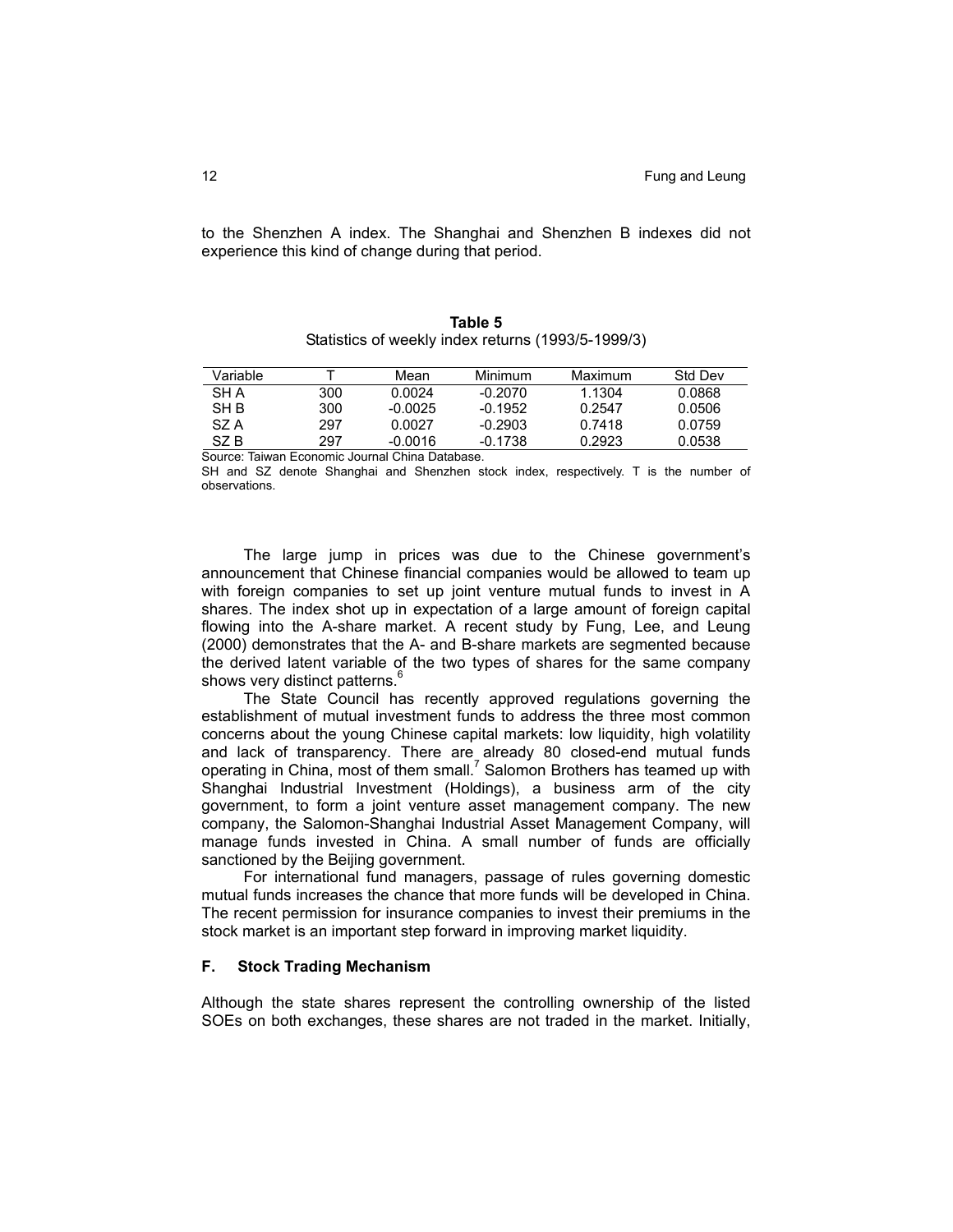to the Shenzhen A index. The Shanghai and Shenzhen B indexes did not experience this kind of change during that period.

**Table 5**
Statistics of weekly index returns (1993/5-1999/3)

| Variable | T | Mean | Minimum | Maximum | Std Dev |
|---|---|---|---|---|---|
| SH A | 300 | 0.0024 | -0.2070 | 1.1304 | 0.0868 |
| SH B | 300 | -0.0025 | -0.1952 | 0.2547 | 0.0506 |
| SZ A | 297 | 0.0027 | -0.2903 | 0.7418 | 0.0759 |
| SZ B | 297 | -0.0016 | -0.1738 | 0.2923 | 0.0538 |

Source: Taiwan Economic Journal China Database.
SH and SZ denote Shanghai and Shenzhen stock index, respectively. T is the number of observations.

The large jump in prices was due to the Chinese government's announcement that Chinese financial companies would be allowed to team up with foreign companies to set up joint venture mutual funds to invest in A shares. The index shot up in expectation of a large amount of foreign capital flowing into the A-share market. A recent study by Fung, Lee, and Leung (2000) demonstrates that the A- and B-share markets are segmented because the derived latent variable of the two types of shares for the same company shows very distinct patterns.[6]

The State Council has recently approved regulations governing the establishment of mutual investment funds to address the three most common concerns about the young Chinese capital markets: low liquidity, high volatility and lack of transparency. There are already 80 closed-end mutual funds operating in China, most of them small.[7] Salomon Brothers has teamed up with Shanghai Industrial Investment (Holdings), a business arm of the city government, to form a joint venture asset management company. The new company, the Salomon-Shanghai Industrial Asset Management Company, will manage funds invested in China. A small number of funds are officially sanctioned by the Beijing government.

For international fund managers, passage of rules governing domestic mutual funds increases the chance that more funds will be developed in China. The recent permission for insurance companies to invest their premiums in the stock market is an important step forward in improving market liquidity.

### F. Stock Trading Mechanism

Although the state shares represent the controlling ownership of the listed SOEs on both exchanges, these shares are not traded in the market. Initially,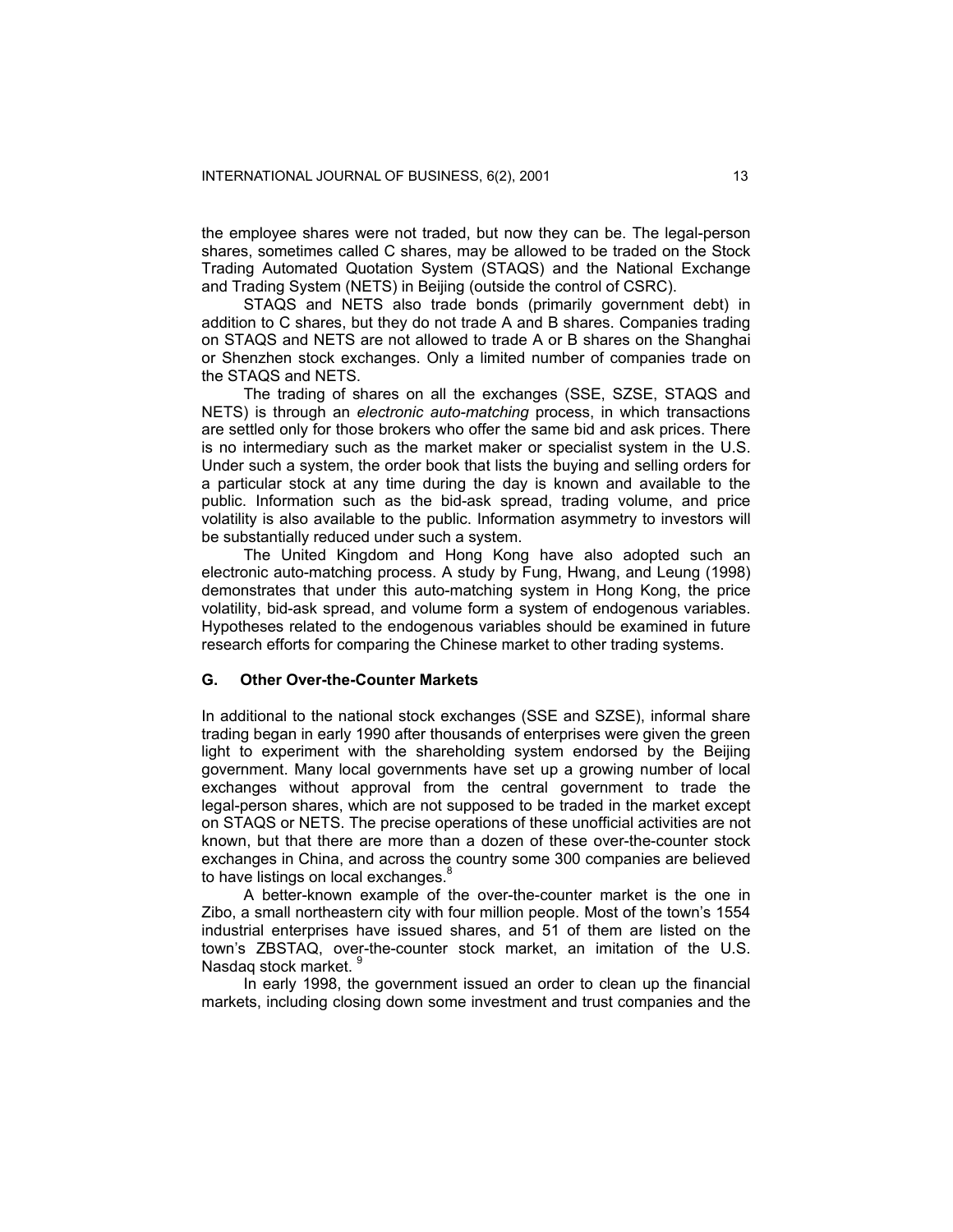the employee shares were not traded, but now they can be. The legal-person shares, sometimes called C shares, may be allowed to be traded on the Stock Trading Automated Quotation System (STAQS) and the National Exchange and Trading System (NETS) in Beijing (outside the control of CSRC).

STAQS and NETS also trade bonds (primarily government debt) in addition to C shares, but they do not trade A and B shares. Companies trading on STAQS and NETS are not allowed to trade A or B shares on the Shanghai or Shenzhen stock exchanges. Only a limited number of companies trade on the STAQS and NETS.

The trading of shares on all the exchanges (SSE, SZSE, STAQS and NETS) is through an *electronic auto-matching* process, in which transactions are settled only for those brokers who offer the same bid and ask prices. There is no intermediary such as the market maker or specialist system in the U.S. Under such a system, the order book that lists the buying and selling orders for a particular stock at any time during the day is known and available to the public. Information such as the bid-ask spread, trading volume, and price volatility is also available to the public. Information asymmetry to investors will be substantially reduced under such a system.

The United Kingdom and Hong Kong have also adopted such an electronic auto-matching process. A study by Fung, Hwang, and Leung (1998) demonstrates that under this auto-matching system in Hong Kong, the price volatility, bid-ask spread, and volume form a system of endogenous variables. Hypotheses related to the endogenous variables should be examined in future research efforts for comparing the Chinese market to other trading systems.

### G. Other Over-the-Counter Markets

In additional to the national stock exchanges (SSE and SZSE), informal share trading began in early 1990 after thousands of enterprises were given the green light to experiment with the shareholding system endorsed by the Beijing government. Many local governments have set up a growing number of local exchanges without approval from the central government to trade the legal-person shares, which are not supposed to be traded in the market except on STAQS or NETS. The precise operations of these unofficial activities are not known, but that there are more than a dozen of these over-the-counter stock exchanges in China, and across the country some 300 companies are believed to have listings on local exchanges.[8]

A better-known example of the over-the-counter market is the one in Zibo, a small northeastern city with four million people. Most of the town's 1554 industrial enterprises have issued shares, and 51 of them are listed on the town's ZBSTAQ, over-the-counter stock market, an imitation of the U.S. Nasdaq stock market.[9]

In early 1998, the government issued an order to clean up the financial markets, including closing down some investment and trust companies and the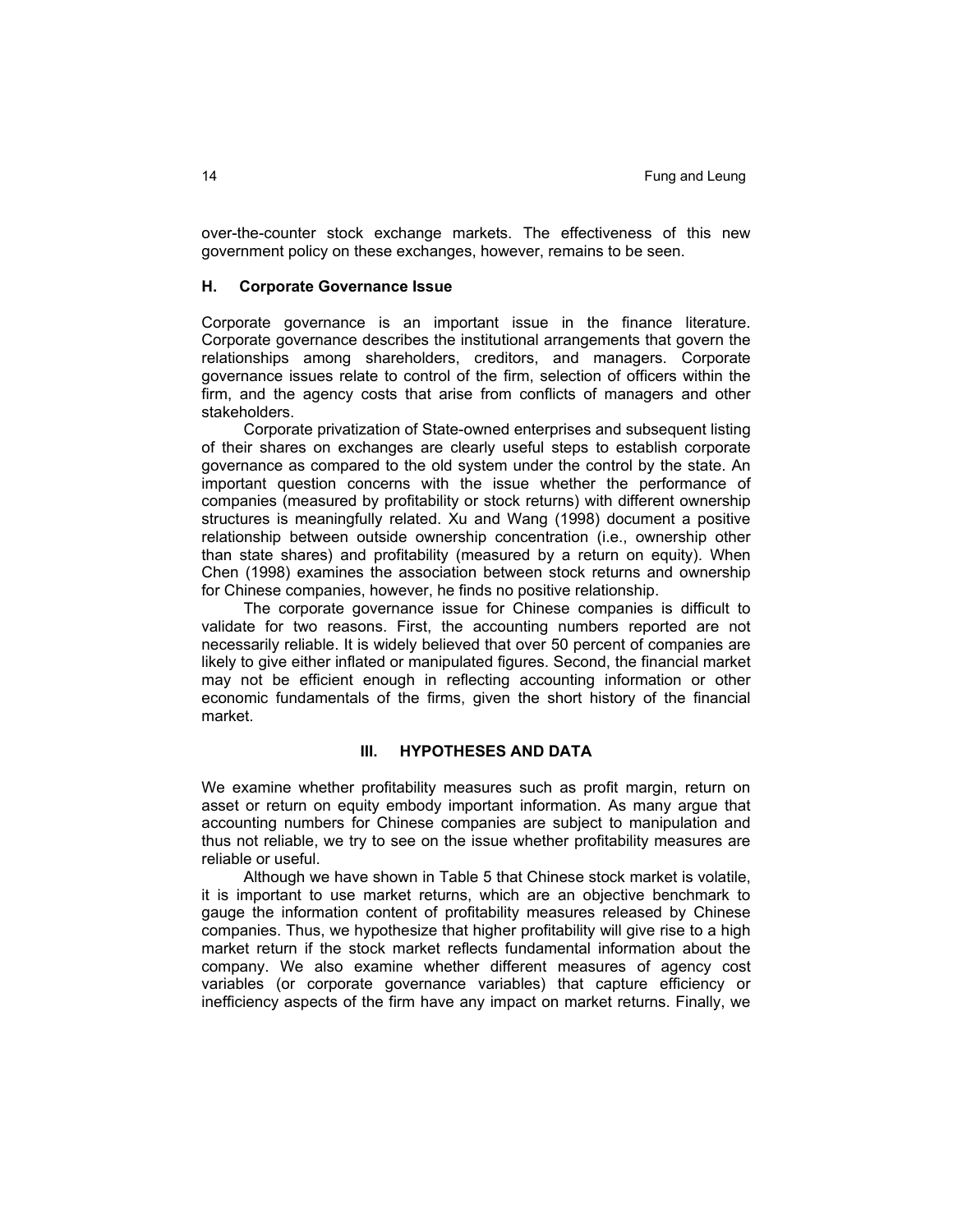over-the-counter stock exchange markets. The effectiveness of this new government policy on these exchanges, however, remains to be seen.

### H. Corporate Governance Issue

Corporate governance is an important issue in the finance literature. Corporate governance describes the institutional arrangements that govern the relationships among shareholders, creditors, and managers. Corporate governance issues relate to control of the firm, selection of officers within the firm, and the agency costs that arise from conflicts of managers and other stakeholders.

Corporate privatization of State-owned enterprises and subsequent listing of their shares on exchanges are clearly useful steps to establish corporate governance as compared to the old system under the control by the state. An important question concerns with the issue whether the performance of companies (measured by profitability or stock returns) with different ownership structures is meaningfully related. Xu and Wang (1998) document a positive relationship between outside ownership concentration (i.e., ownership other than state shares) and profitability (measured by a return on equity). When Chen (1998) examines the association between stock returns and ownership for Chinese companies, however, he finds no positive relationship.

The corporate governance issue for Chinese companies is difficult to validate for two reasons. First, the accounting numbers reported are not necessarily reliable. It is widely believed that over 50 percent of companies are likely to give either inflated or manipulated figures. Second, the financial market may not be efficient enough in reflecting accounting information or other economic fundamentals of the firms, given the short history of the financial market.

## III. HYPOTHESES AND DATA

We examine whether profitability measures such as profit margin, return on asset or return on equity embody important information. As many argue that accounting numbers for Chinese companies are subject to manipulation and thus not reliable, we try to see on the issue whether profitability measures are reliable or useful.

Although we have shown in Table 5 that Chinese stock market is volatile, it is important to use market returns, which are an objective benchmark to gauge the information content of profitability measures released by Chinese companies. Thus, we hypothesize that higher profitability will give rise to a high market return if the stock market reflects fundamental information about the company. We also examine whether different measures of agency cost variables (or corporate governance variables) that capture efficiency or inefficiency aspects of the firm have any impact on market returns. Finally, we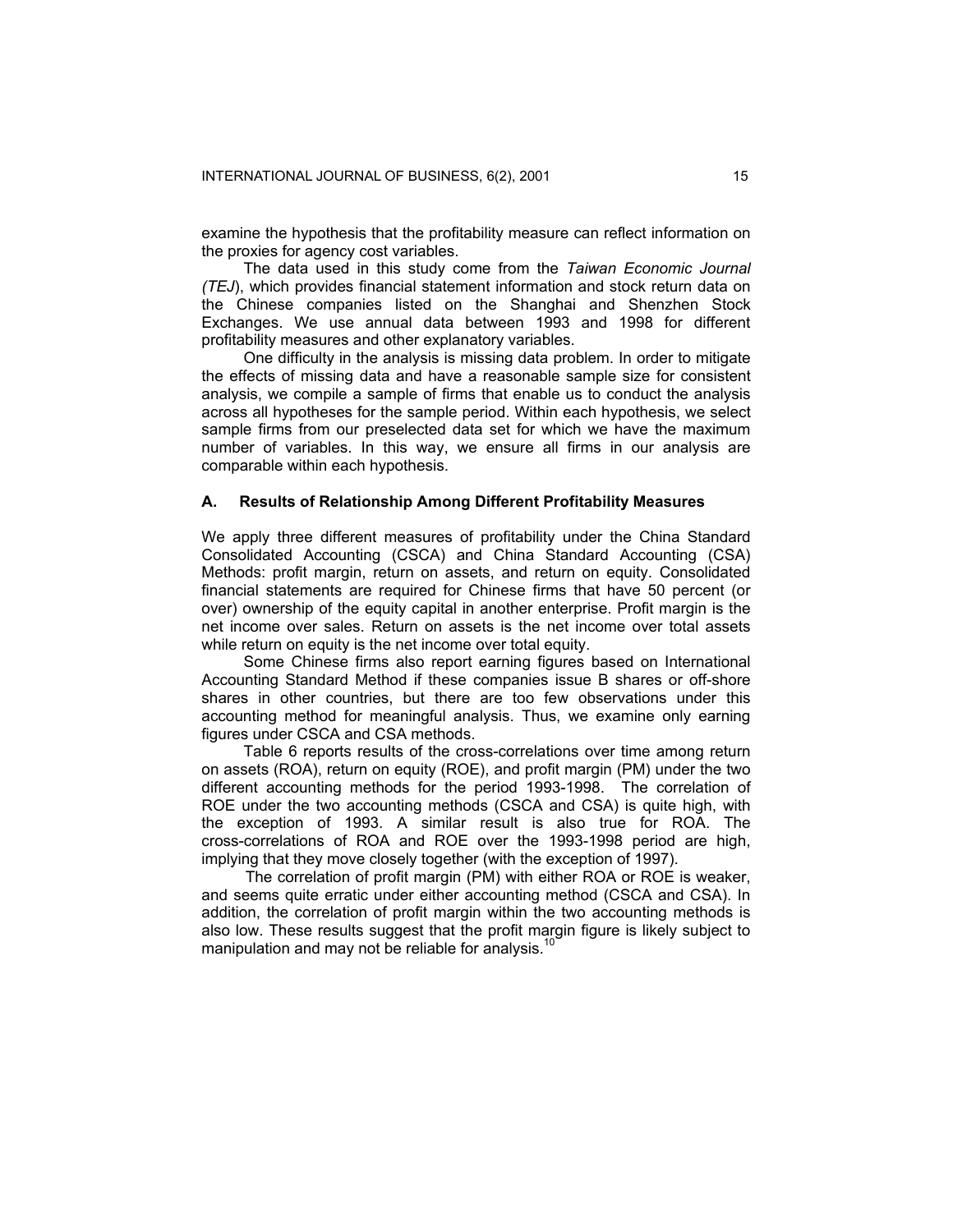examine the hypothesis that the profitability measure can reflect information on the proxies for agency cost variables.

The data used in this study come from the *Taiwan Economic Journal (TEJ)*, which provides financial statement information and stock return data on the Chinese companies listed on the Shanghai and Shenzhen Stock Exchanges. We use annual data between 1993 and 1998 for different profitability measures and other explanatory variables.

One difficulty in the analysis is missing data problem. In order to mitigate the effects of missing data and have a reasonable sample size for consistent analysis, we compile a sample of firms that enable us to conduct the analysis across all hypotheses for the sample period. Within each hypothesis, we select sample firms from our preselected data set for which we have the maximum number of variables. In this way, we ensure all firms in our analysis are comparable within each hypothesis.

### A. Results of Relationship Among Different Profitability Measures

We apply three different measures of profitability under the China Standard Consolidated Accounting (CSCA) and China Standard Accounting (CSA) Methods: profit margin, return on assets, and return on equity. Consolidated financial statements are required for Chinese firms that have 50 percent (or over) ownership of the equity capital in another enterprise. Profit margin is the net income over sales. Return on assets is the net income over total assets while return on equity is the net income over total equity.

Some Chinese firms also report earning figures based on International Accounting Standard Method if these companies issue B shares or off-shore shares in other countries, but there are too few observations under this accounting method for meaningful analysis. Thus, we examine only earning figures under CSCA and CSA methods.

Table 6 reports results of the cross-correlations over time among return on assets (ROA), return on equity (ROE), and profit margin (PM) under the two different accounting methods for the period 1993-1998. The correlation of ROE under the two accounting methods (CSCA and CSA) is quite high, with the exception of 1993. A similar result is also true for ROA. The cross-correlations of ROA and ROE over the 1993-1998 period are high, implying that they move closely together (with the exception of 1997).

The correlation of profit margin (PM) with either ROA or ROE is weaker, and seems quite erratic under either accounting method (CSCA and CSA). In addition, the correlation of profit margin within the two accounting methods is also low. These results suggest that the profit margin figure is likely subject to manipulation and may not be reliable for analysis.[10]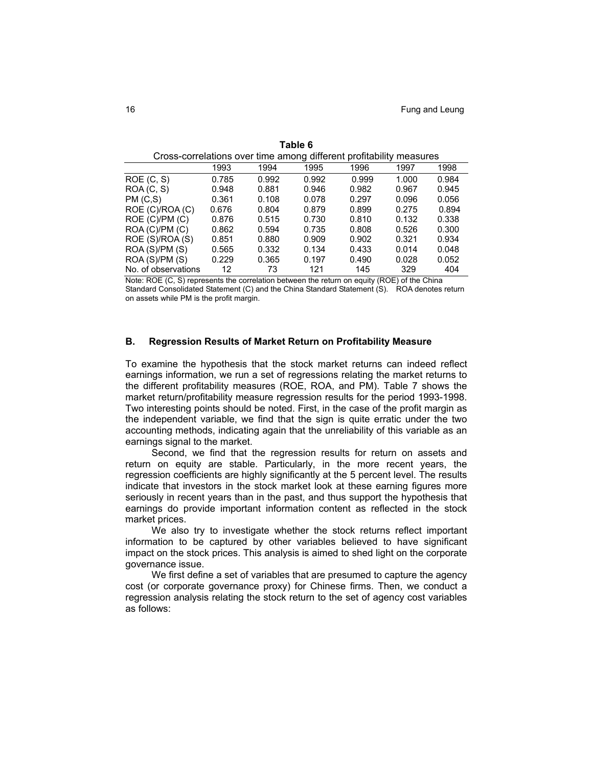**Table 6**

Cross-correlations over time among different profitability measures

| | 1993 | 1994 | 1995 | 1996 | 1997 | 1998 |
|---|---|---|---|---|---|---|
| ROE (C, S) | 0.785 | 0.992 | 0.992 | 0.999 | 1.000 | 0.984 |
| ROA (C, S) | 0.948 | 0.881 | 0.946 | 0.982 | 0.967 | 0.945 |
| PM (C,S) | 0.361 | 0.108 | 0.078 | 0.297 | 0.096 | 0.056 |
| ROE (C)/ROA (C) | 0.676 | 0.804 | 0.879 | 0.899 | 0.275 | 0.894 |
| ROE (C)/PM (C) | 0.876 | 0.515 | 0.730 | 0.810 | 0.132 | 0.338 |
| ROA (C)/PM (C) | 0.862 | 0.594 | 0.735 | 0.808 | 0.526 | 0.300 |
| ROE (S)/ROA (S) | 0.851 | 0.880 | 0.909 | 0.902 | 0.321 | 0.934 |
| ROA (S)/PM (S) | 0.565 | 0.332 | 0.134 | 0.433 | 0.014 | 0.048 |
| ROA (S)/PM (S) | 0.229 | 0.365 | 0.197 | 0.490 | 0.028 | 0.052 |
| No. of observations | 12 | 73 | 121 | 145 | 329 | 404 |

Note: ROE (C, S) represents the correlation between the return on equity (ROE) of the China Standard Consolidated Statement (C) and the China Standard Statement (S). ROA denotes return on assets while PM is the profit margin.

### B. Regression Results of Market Return on Profitability Measure

To examine the hypothesis that the stock market returns can indeed reflect earnings information, we run a set of regressions relating the market returns to the different profitability measures (ROE, ROA, and PM). Table 7 shows the market return/profitability measure regression results for the period 1993-1998. Two interesting points should be noted. First, in the case of the profit margin as the independent variable, we find that the sign is quite erratic under the two accounting methods, indicating again that the unreliability of this variable as an earnings signal to the market.

Second, we find that the regression results for return on assets and return on equity are stable. Particularly, in the more recent years, the regression coefficients are highly significantly at the 5 percent level. The results indicate that investors in the stock market look at these earning figures more seriously in recent years than in the past, and thus support the hypothesis that earnings do provide important information content as reflected in the stock market prices.

We also try to investigate whether the stock returns reflect important information to be captured by other variables believed to have significant impact on the stock prices. This analysis is aimed to shed light on the corporate governance issue.

We first define a set of variables that are presumed to capture the agency cost (or corporate governance proxy) for Chinese firms. Then, we conduct a regression analysis relating the stock return to the set of agency cost variables as follows: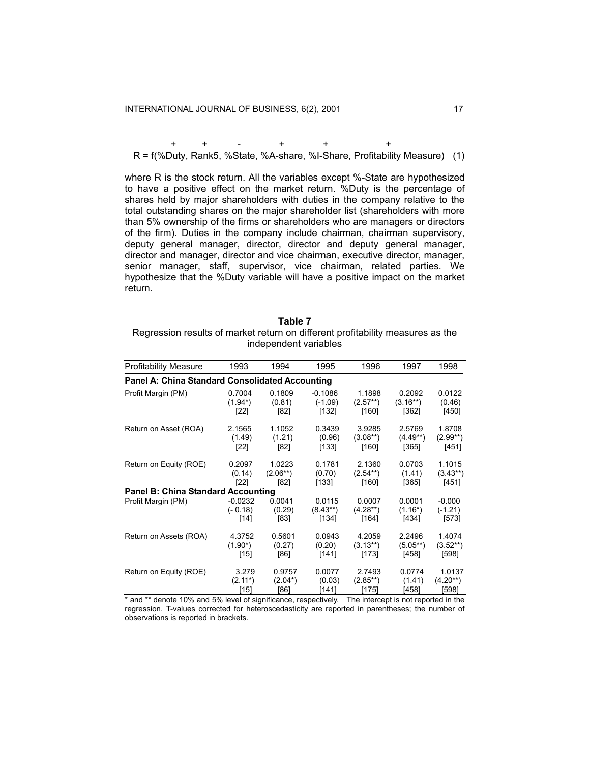$$
R = f(\overset{+}{\%Duty}, \overset{+}{Rank5}, \overset{-}{\%State}, \overset{+}{\%A\text{-}share}, \overset{+}{\%I\text{-}Share}, \overset{+}{\text{Profitability Measure}}) \quad (1)
$$

where R is the stock return. All the variables except %-State are hypothesized to have a positive effect on the market return. %Duty is the percentage of shares held by major shareholders with duties in the company relative to the total outstanding shares on the major shareholder list (shareholders with more than 5% ownership of the firms or shareholders who are managers or directors of the firm). Duties in the company include chairman, chairman supervisory, deputy general manager, director, director and deputy general manager, director and manager, director and vice chairman, executive director, manager, senior manager, staff, supervisor, vice chairman, related parties. We hypothesize that the %Duty variable will have a positive impact on the market return.

**Table 7**
Regression results of market return on different profitability measures as the independent variables

| Profitability Measure | 1993 | 1994 | 1995 | 1996 | 1997 | 1998 |
|---|---|---|---|---|---|---|
| **Panel A: China Standard Consolidated Accounting** | | | | | | |
| Profit Margin (PM) | 0.7004 | 0.1809 | -0.1086 | 1.1898 | 0.2092 | 0.0122 |
| | (1.94*) | (0.81) | (-1.09) | (2.57**) | (3.16**) | (0.46) |
| | [22] | [82] | [132] | [160] | [362] | [450] |
| Return on Asset (ROA) | 2.1565 | 1.1052 | 0.3439 | 3.9285 | 2.5769 | 1.8708 |
| | (1.49) | (1.21) | (0.96) | (3.08**) | (4.49**) | (2.99**) |
| | [22] | [82] | [133] | [160] | [365] | [451] |
| Return on Equity (ROE) | 0.2097 | 1.0223 | 0.1781 | 2.1360 | 0.0703 | 1.1015 |
| | (0.14) | (2.06**) | (0.70) | (2.54**) | (1.41) | (3.43**) |
| | [22] | [82] | [133] | [160] | [365] | [451] |
| **Panel B: China Standard Accounting** | | | | | | |
| Profit Margin (PM) | -0.0232 | 0.0041 | 0.0115 | 0.0007 | 0.0001 | -0.000 |
| | (- 0.18) | (0.29) | (8.43**) | (4.28**) | (1.16*) | (-1.21) |
| | [14] | [83] | [134] | [164] | [434] | [573] |
| Return on Assets (ROA) | 4.3752 | 0.5601 | 0.0943 | 4.2059 | 2.2496 | 1.4074 |
| | (1.90*) | (0.27) | (0.20) | (3.13**) | (5.05**) | (3.52**) |
| | [15] | [86] | [141] | [173] | [458] | [598] |
| Return on Equity (ROE) | 3.279 | 0.9757 | 0.0077 | 2.7493 | 0.0774 | 1.0137 |
| | (2.11*) | (2.04*) | (0.03) | (2.85**) | (1.41) | (4.20**) |
| | [15] | [86] | [141] | [175] | [458] | [598] |

* and ** denote 10% and 5% level of significance, respectively. The intercept is not reported in the regression. T-values corrected for heteroscedasticity are reported in parentheses; the number of observations is reported in brackets.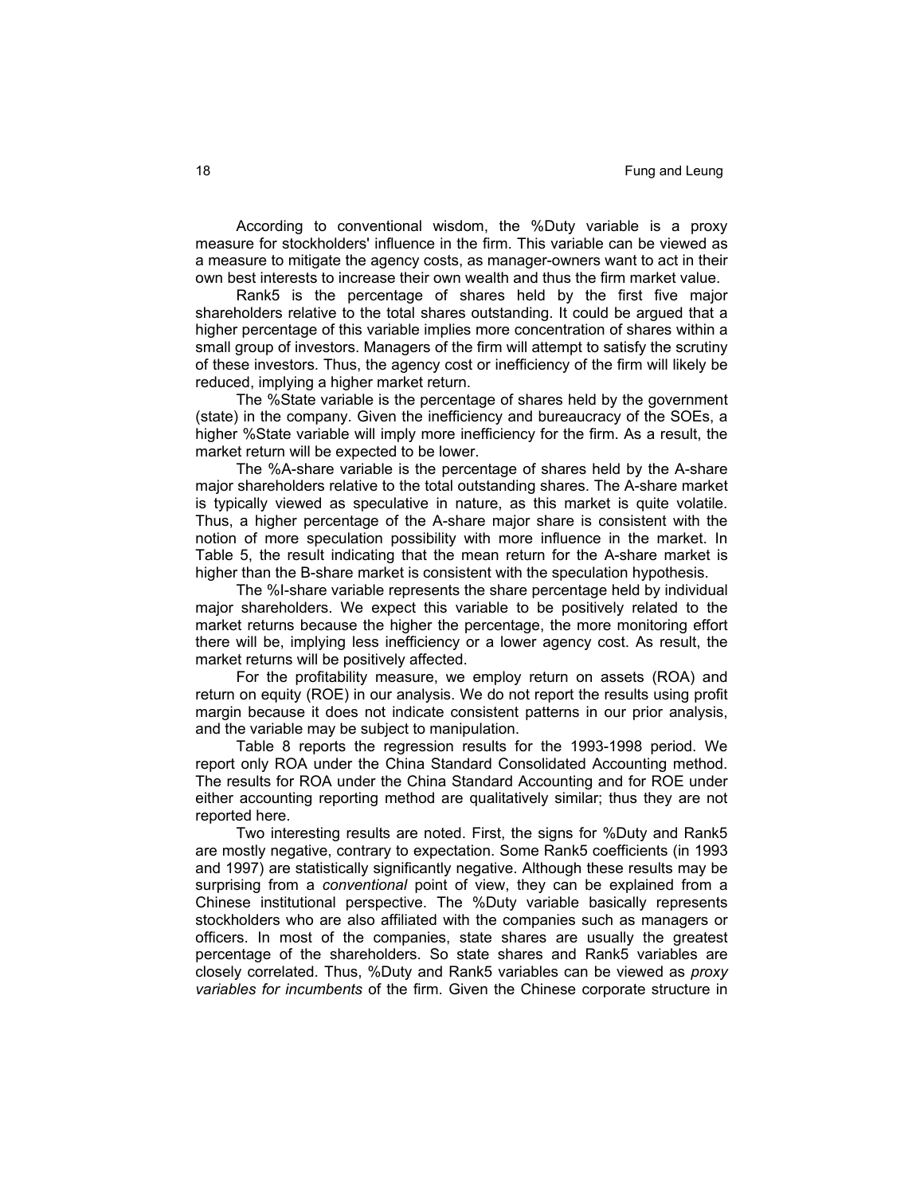According to conventional wisdom, the %Duty variable is a proxy measure for stockholders' influence in the firm. This variable can be viewed as a measure to mitigate the agency costs, as manager-owners want to act in their own best interests to increase their own wealth and thus the firm market value.

Rank5 is the percentage of shares held by the first five major shareholders relative to the total shares outstanding. It could be argued that a higher percentage of this variable implies more concentration of shares within a small group of investors. Managers of the firm will attempt to satisfy the scrutiny of these investors. Thus, the agency cost or inefficiency of the firm will likely be reduced, implying a higher market return.

The %State variable is the percentage of shares held by the government (state) in the company. Given the inefficiency and bureaucracy of the SOEs, a higher %State variable will imply more inefficiency for the firm. As a result, the market return will be expected to be lower.

The %A-share variable is the percentage of shares held by the A-share major shareholders relative to the total outstanding shares. The A-share market is typically viewed as speculative in nature, as this market is quite volatile. Thus, a higher percentage of the A-share major share is consistent with the notion of more speculation possibility with more influence in the market. In Table 5, the result indicating that the mean return for the A-share market is higher than the B-share market is consistent with the speculation hypothesis.

The %I-share variable represents the share percentage held by individual major shareholders. We expect this variable to be positively related to the market returns because the higher the percentage, the more monitoring effort there will be, implying less inefficiency or a lower agency cost. As result, the market returns will be positively affected.

For the profitability measure, we employ return on assets (ROA) and return on equity (ROE) in our analysis. We do not report the results using profit margin because it does not indicate consistent patterns in our prior analysis, and the variable may be subject to manipulation.

Table 8 reports the regression results for the 1993-1998 period. We report only ROA under the China Standard Consolidated Accounting method. The results for ROA under the China Standard Accounting and for ROE under either accounting reporting method are qualitatively similar; thus they are not reported here.

Two interesting results are noted. First, the signs for %Duty and Rank5 are mostly negative, contrary to expectation. Some Rank5 coefficients (in 1993 and 1997) are statistically significantly negative. Although these results may be surprising from a *conventional* point of view, they can be explained from a Chinese institutional perspective. The %Duty variable basically represents stockholders who are also affiliated with the companies such as managers or officers. In most of the companies, state shares are usually the greatest percentage of the shareholders. So state shares and Rank5 variables are closely correlated. Thus, %Duty and Rank5 variables can be viewed as *proxy variables for incumbents* of the firm. Given the Chinese corporate structure in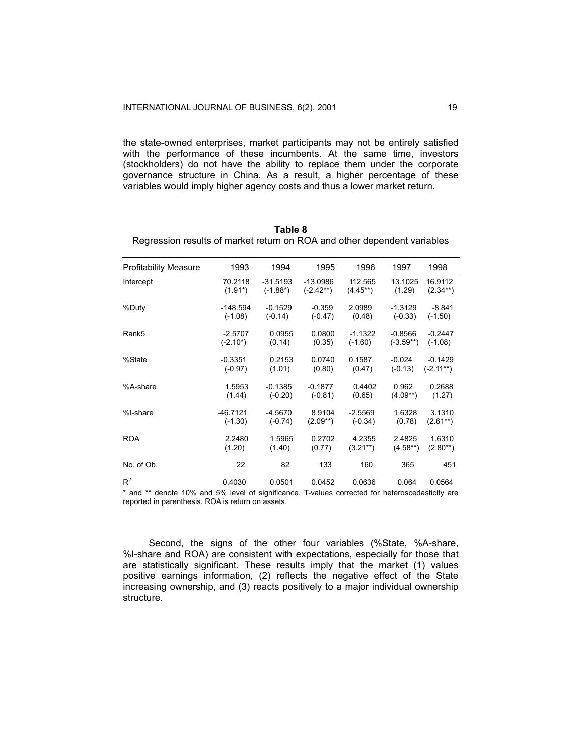the state-owned enterprises, market participants may not be entirely satisfied with the performance of these incumbents. At the same time, investors (stockholders) do not have the ability to replace them under the corporate governance structure in China. As a result, a higher percentage of these variables would imply higher agency costs and thus a lower market return.

**Table 8**
Regression results of market return on ROA and other dependent variables

| Profitability Measure | 1993 | 1994 | 1995 | 1996 | 1997 | 1998 |
|---|---|---|---|---|---|---|
| Intercept | 70.2118 | -31.5193 | -13.0986 | 112.565 | 13.1025 | 16.9112 |
| | (1.91*) | (-1.88*) | (-2.42**) | (4.45**) | (1.29) | (2.34**) |
| %Duty | -148.594 | -0.1529 | -0.359 | 2.0989 | -1.3129 | -8.841 |
| | (-1.08) | (-0.14) | (-0.47) | (0.48) | (-0.33) | (-1.50) |
| Rank5 | -2.5707 | 0.0955 | 0.0800 | -1.1322 | -0.8566 | -0.2447 |
| | (-2.10*) | (0.14) | (0.35) | (-1.60) | (-3.59**) | (-1.08) |
| %State | -0.3351 | 0.2153 | 0.0740 | 0.1587 | -0.024 | -0.1429 |
| | (-0.97) | (1.01) | (0.80) | (0.47) | (-0.13) | (-2.11**) |
| %A-share | 1.5953 | -0.1385 | -0.1877 | 0.4402 | 0.962 | 0.2688 |
| | (1.44) | (-0.20) | (-0.81) | (0.65) | (4.09**) | (1.27) |
| %I-share | -46.7121 | -4.5670 | 8.9104 | -2.5569 | 1.6328 | 3.1310 |
| | (-1.30) | (-0.74) | (2.09**) | (-0.34) | (0.78) | (2.61**) |
| ROA | 2.2480 | 1.5965 | 0.2702 | 4.2355 | 2.4825 | 1.6310 |
| | (1.20) | (1.40) | (0.77) | (3.21**) | (4.58**) | (2.80**) |
| No. of Ob. | 22 | 82 | 133 | 160 | 365 | 451 |
| $R^2$ | 0.4030 | 0.0501 | 0.0452 | 0.0636 | 0.064 | 0.0564 |

\* and ** denote 10% and 5% level of significance. T-values corrected for heteroscedasticity are reported in parenthesis. ROA is return on assets.

Second, the signs of the other four variables (%State, %A-share, %I-share and ROA) are consistent with expectations, especially for those that are statistically significant. These results imply that the market (1) values positive earnings information, (2) reflects the negative effect of the State increasing ownership, and (3) reacts positively to a major individual ownership structure.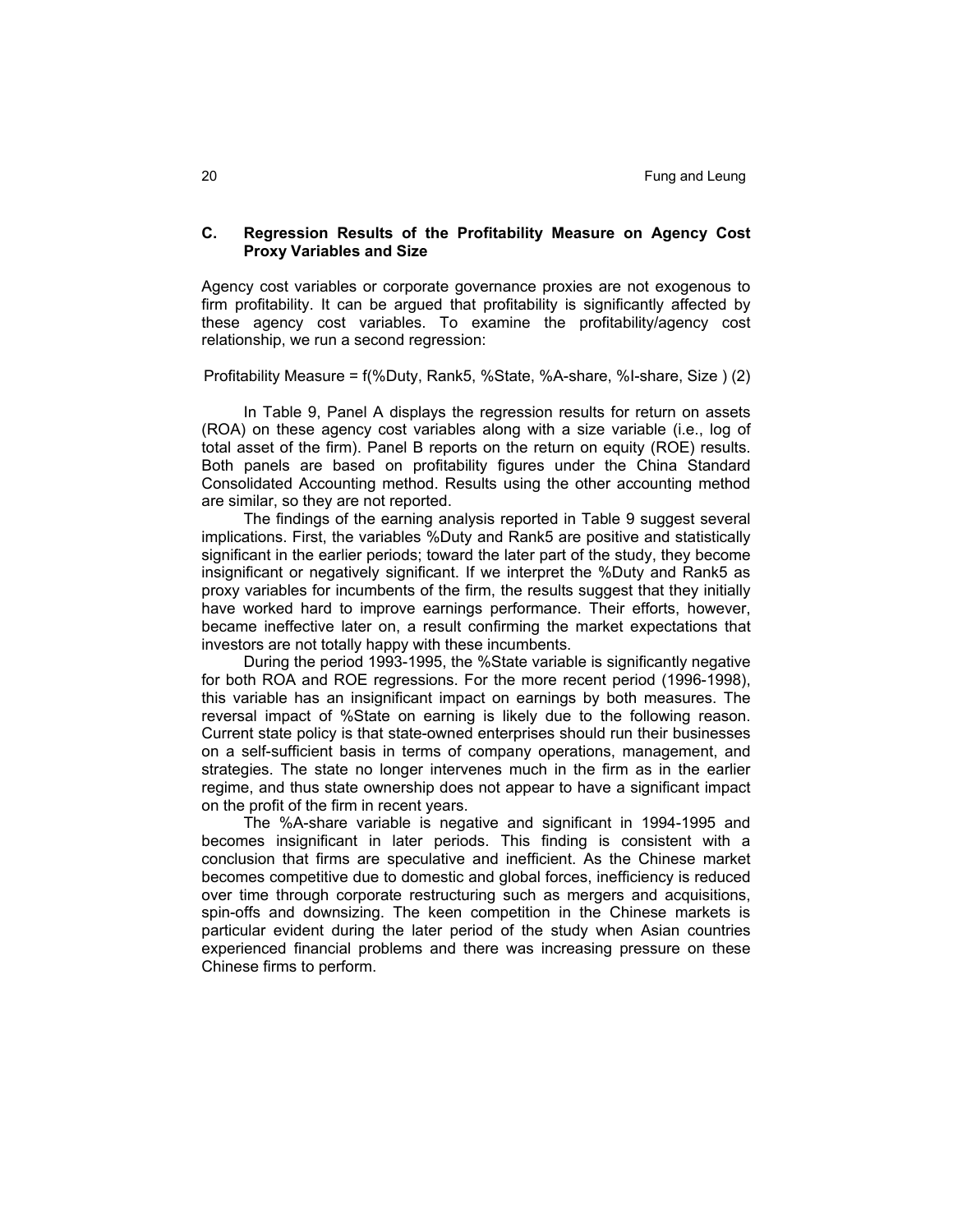### C. Regression Results of the Profitability Measure on Agency Cost Proxy Variables and Size

Agency cost variables or corporate governance proxies are not exogenous to firm profitability. It can be argued that profitability is significantly affected by these agency cost variables. To examine the profitability/agency cost relationship, we run a second regression:

Profitability Measure = f(%Duty, Rank5, %State, %A-share, %I-share, Size ) (2)

In Table 9, Panel A displays the regression results for return on assets (ROA) on these agency cost variables along with a size variable (i.e., log of total asset of the firm). Panel B reports on the return on equity (ROE) results. Both panels are based on profitability figures under the China Standard Consolidated Accounting method. Results using the other accounting method are similar, so they are not reported.

The findings of the earning analysis reported in Table 9 suggest several implications. First, the variables %Duty and Rank5 are positive and statistically significant in the earlier periods; toward the later part of the study, they become insignificant or negatively significant. If we interpret the %Duty and Rank5 as proxy variables for incumbents of the firm, the results suggest that they initially have worked hard to improve earnings performance. Their efforts, however, became ineffective later on, a result confirming the market expectations that investors are not totally happy with these incumbents.

During the period 1993-1995, the %State variable is significantly negative for both ROA and ROE regressions. For the more recent period (1996-1998), this variable has an insignificant impact on earnings by both measures. The reversal impact of %State on earning is likely due to the following reason. Current state policy is that state-owned enterprises should run their businesses on a self-sufficient basis in terms of company operations, management, and strategies. The state no longer intervenes much in the firm as in the earlier regime, and thus state ownership does not appear to have a significant impact on the profit of the firm in recent years.

The %A-share variable is negative and significant in 1994-1995 and becomes insignificant in later periods. This finding is consistent with a conclusion that firms are speculative and inefficient. As the Chinese market becomes competitive due to domestic and global forces, inefficiency is reduced over time through corporate restructuring such as mergers and acquisitions, spin-offs and downsizing. The keen competition in the Chinese markets is particular evident during the later period of the study when Asian countries experienced financial problems and there was increasing pressure on these Chinese firms to perform.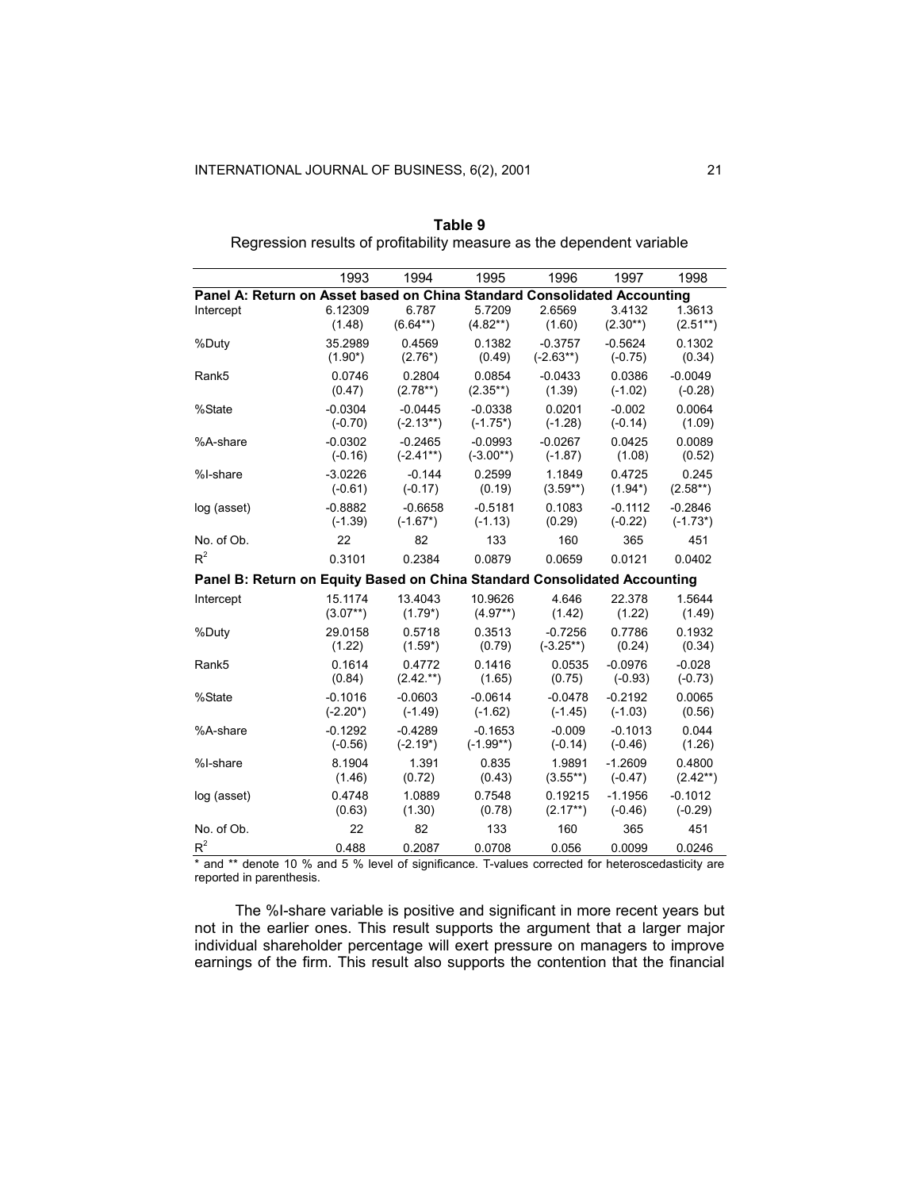**Table 9**

Regression results of profitability measure as the dependent variable

| | 1993 | 1994 | 1995 | 1996 | 1997 | 1998 |
|---|---|---|---|---|---|---|
| **Panel A: Return on Asset based on China Standard Consolidated Accounting** | | | | | | |
| Intercept | 6.12309 | 6.787 | 5.7209 | 2.6569 | 3.4132 | 1.3613 |
| | (1.48) | (6.64**) | (4.82**) | (1.60) | (2.30**) | (2.51**) |
| %Duty | 35.2989 | 0.4569 | 0.1382 | -0.3757 | -0.5624 | 0.1302 |
| | (1.90*) | (2.76*) | (0.49) | (-2.63**) | (-0.75) | (0.34) |
| Rank5 | 0.0746 | 0.2804 | 0.0854 | -0.0433 | 0.0386 | -0.0049 |
| | (0.47) | (2.78**) | (2.35**) | (1.39) | (-1.02) | (-0.28) |
| %State | -0.0304 | -0.0445 | -0.0338 | 0.0201 | -0.002 | 0.0064 |
| | (-0.70) | (-2.13**) | (-1.75*) | (-1.28) | (-0.14) | (1.09) |
| %A-share | -0.0302 | -0.2465 | -0.0993 | -0.0267 | 0.0425 | 0.0089 |
| | (-0.16) | (-2.41**) | (-3.00**) | (-1.87) | (1.08) | (0.52) |
| %I-share | -3.0226 | -0.144 | 0.2599 | 1.1849 | 0.4725 | 0.245 |
| | (-0.61) | (-0.17) | (0.19) | (3.59**) | (1.94*) | (2.58**) |
| log (asset) | -0.8882 | -0.6658 | -0.5181 | 0.1083 | -0.1112 | -0.2846 |
| | (-1.39) | (-1.67*) | (-1.13) | (0.29) | (-0.22) | (-1.73*) |
| No. of Ob. | 22 | 82 | 133 | 160 | 365 | 451 |
| $R^2$ | 0.3101 | 0.2384 | 0.0879 | 0.0659 | 0.0121 | 0.0402 |
| **Panel B: Return on Equity Based on China Standard Consolidated Accounting** | | | | | | |
| Intercept | 15.1174 | 13.4043 | 10.9626 | 4.646 | 22.378 | 1.5644 |
| | (3.07**) | (1.79*) | (4.97**) | (1.42) | (1.22) | (1.49) |
| %Duty | 29.0158 | 0.5718 | 0.3513 | -0.7256 | 0.7786 | 0.1932 |
| | (1.22) | (1.59*) | (0.79) | (-3.25**) | (0.24) | (0.34) |
| Rank5 | 0.1614 | 0.4772 | 0.1416 | 0.0535 | -0.0976 | -0.028 |
| | (0.84) | (2.42.**) | (1.65) | (0.75) | (-0.93) | (-0.73) |
| %State | -0.1016 | -0.0603 | -0.0614 | -0.0478 | -0.2192 | 0.0065 |
| | (-2.20*) | (-1.49) | (-1.62) | (-1.45) | (-1.03) | (0.56) |
| %A-share | -0.1292 | -0.4289 | -0.1653 | -0.009 | -0.1013 | 0.044 |
| | (-0.56) | (-2.19*) | (-1.99**) | (-0.14) | (-0.46) | (1.26) |
| %I-share | 8.1904 | 1.391 | 0.835 | 1.9891 | -1.2609 | 0.4800 |
| | (1.46) | (0.72) | (0.43) | (3.55**) | (-0.47) | (2.42**) |
| log (asset) | 0.4748 | 1.0889 | 0.7548 | 0.19215 | -1.1956 | -0.1012 |
| | (0.63) | (1.30) | (0.78) | (2.17**) | (-0.46) | (-0.29) |
| No. of Ob. | 22 | 82 | 133 | 160 | 365 | 451 |
| $R^2$ | 0.488 | 0.2087 | 0.0708 | 0.056 | 0.0099 | 0.0246 |

* and ** denote 10 % and 5 % level of significance. T-values corrected for heteroscedasticity are reported in parenthesis.

The %I-share variable is positive and significant in more recent years but not in the earlier ones. This result supports the argument that a larger major individual shareholder percentage will exert pressure on managers to improve earnings of the firm. This result also supports the contention that the financial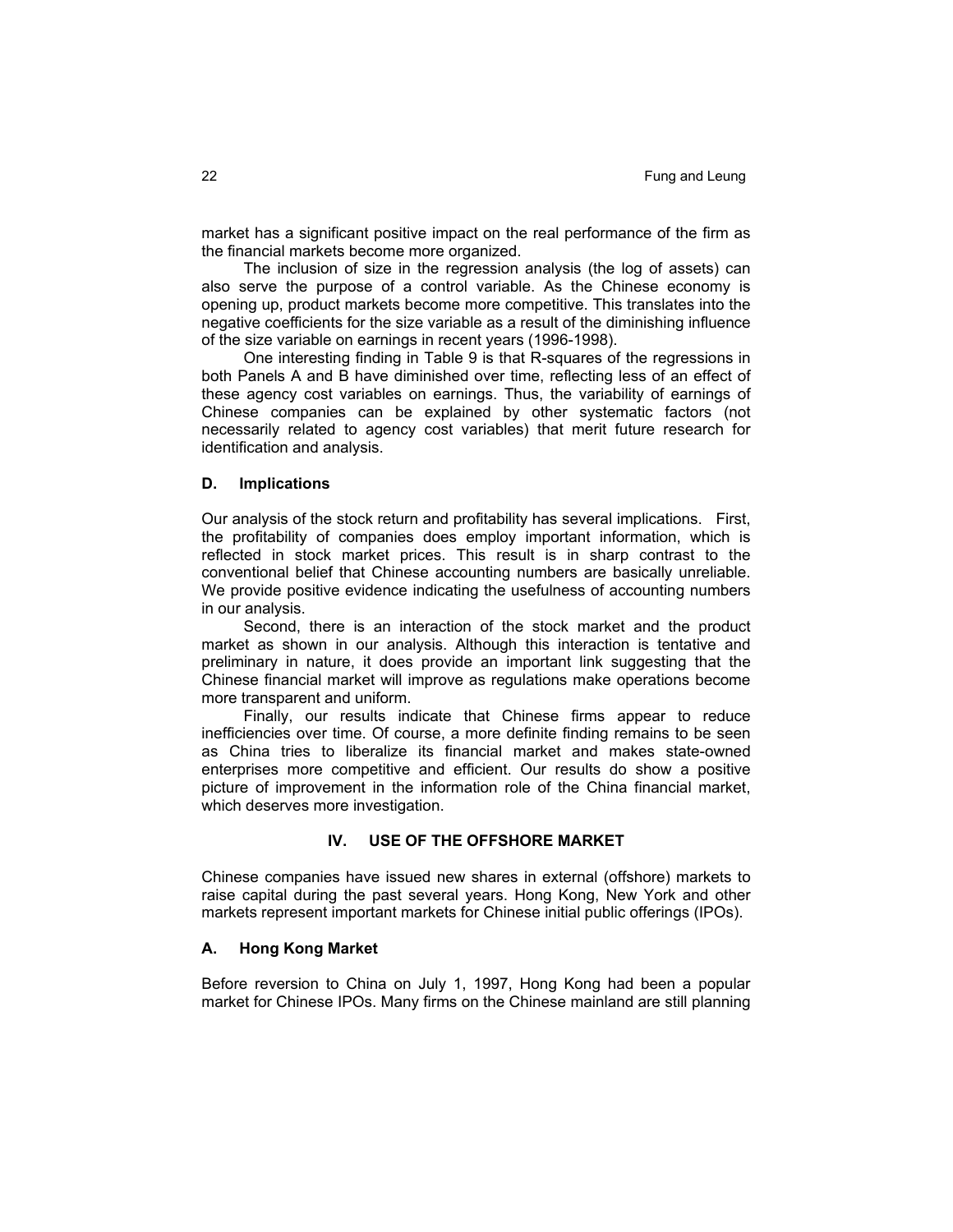market has a significant positive impact on the real performance of the firm as the financial markets become more organized.

The inclusion of size in the regression analysis (the log of assets) can also serve the purpose of a control variable. As the Chinese economy is opening up, product markets become more competitive. This translates into the negative coefficients for the size variable as a result of the diminishing influence of the size variable on earnings in recent years (1996-1998).

One interesting finding in Table 9 is that R-squares of the regressions in both Panels A and B have diminished over time, reflecting less of an effect of these agency cost variables on earnings. Thus, the variability of earnings of Chinese companies can be explained by other systematic factors (not necessarily related to agency cost variables) that merit future research for identification and analysis.

### D. Implications

Our analysis of the stock return and profitability has several implications. First, the profitability of companies does employ important information, which is reflected in stock market prices. This result is in sharp contrast to the conventional belief that Chinese accounting numbers are basically unreliable. We provide positive evidence indicating the usefulness of accounting numbers in our analysis.

Second, there is an interaction of the stock market and the product market as shown in our analysis. Although this interaction is tentative and preliminary in nature, it does provide an important link suggesting that the Chinese financial market will improve as regulations make operations become more transparent and uniform.

Finally, our results indicate that Chinese firms appear to reduce inefficiencies over time. Of course, a more definite finding remains to be seen as China tries to liberalize its financial market and makes state-owned enterprises more competitive and efficient. Our results do show a positive picture of improvement in the information role of the China financial market, which deserves more investigation.

## IV. USE OF THE OFFSHORE MARKET

Chinese companies have issued new shares in external (offshore) markets to raise capital during the past several years. Hong Kong, New York and other markets represent important markets for Chinese initial public offerings (IPOs).

### A. Hong Kong Market

Before reversion to China on July 1, 1997, Hong Kong had been a popular market for Chinese IPOs. Many firms on the Chinese mainland are still planning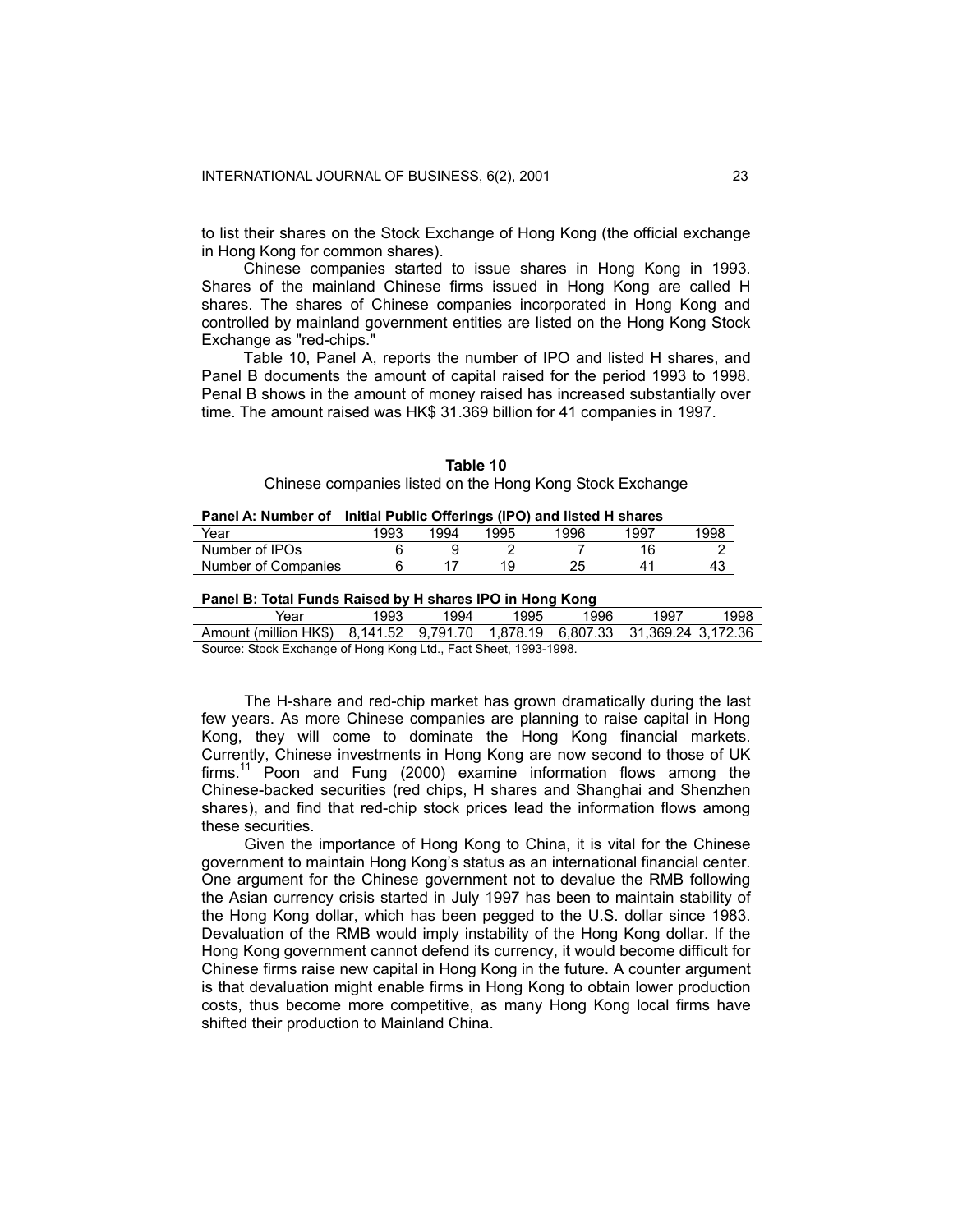to list their shares on the Stock Exchange of Hong Kong (the official exchange in Hong Kong for common shares).

Chinese companies started to issue shares in Hong Kong in 1993. Shares of the mainland Chinese firms issued in Hong Kong are called H shares. The shares of Chinese companies incorporated in Hong Kong and controlled by mainland government entities are listed on the Hong Kong Stock Exchange as "red-chips."

Table 10, Panel A, reports the number of IPO and listed H shares, and Panel B documents the amount of capital raised for the period 1993 to 1998. Penal B shows in the amount of money raised has increased substantially over time. The amount raised was HK$ 31.369 billion for 41 companies in 1997.

**Table 10**

Chinese companies listed on the Hong Kong Stock Exchange

**Panel A: Number of Initial Public Offerings (IPO) and listed H shares**

| Year | 1993 | 1994 | 1995 | 1996 | 1997 | 1998 |
|---|---|---|---|---|---|---|
| Number of IPOs | 6 | 9 | 2 | 7 | 16 | 2 |
| Number of Companies | 6 | 17 | 19 | 25 | 41 | 43 |

**Panel B: Total Funds Raised by H shares IPO in Hong Kong**

| Year | 1993 | 1994 | 1995 | 1996 | 1997 | 1998 |
|---|---|---|---|---|---|---|
| Amount (million HK$) | 8,141.52 | 9,791.70 | 1,878.19 | 6,807.33 | 31,369.24 | 3,172.36 |

Source: Stock Exchange of Hong Kong Ltd., Fact Sheet, 1993-1998.

The H-share and red-chip market has grown dramatically during the last few years. As more Chinese companies are planning to raise capital in Hong Kong, they will come to dominate the Hong Kong financial markets. Currently, Chinese investments in Hong Kong are now second to those of UK firms.[11] Poon and Fung (2000) examine information flows among the Chinese-backed securities (red chips, H shares and Shanghai and Shenzhen shares), and find that red-chip stock prices lead the information flows among these securities.

Given the importance of Hong Kong to China, it is vital for the Chinese government to maintain Hong Kong's status as an international financial center. One argument for the Chinese government not to devalue the RMB following the Asian currency crisis started in July 1997 has been to maintain stability of the Hong Kong dollar, which has been pegged to the U.S. dollar since 1983. Devaluation of the RMB would imply instability of the Hong Kong dollar. If the Hong Kong government cannot defend its currency, it would become difficult for Chinese firms raise new capital in Hong Kong in the future. A counter argument is that devaluation might enable firms in Hong Kong to obtain lower production costs, thus become more competitive, as many Hong Kong local firms have shifted their production to Mainland China.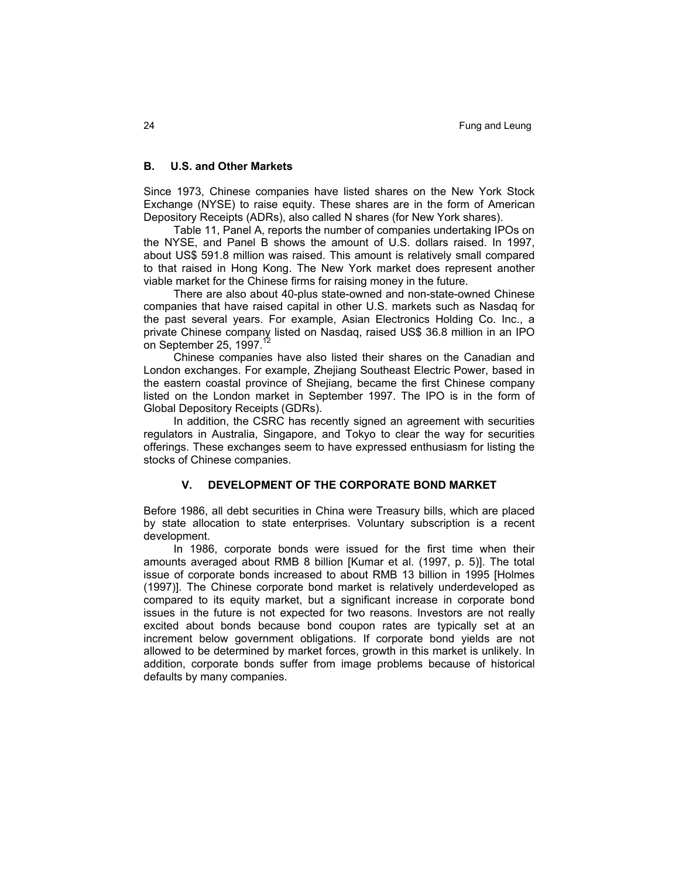### B. U.S. and Other Markets

Since 1973, Chinese companies have listed shares on the New York Stock Exchange (NYSE) to raise equity. These shares are in the form of American Depository Receipts (ADRs), also called N shares (for New York shares).

Table 11, Panel A, reports the number of companies undertaking IPOs on the NYSE, and Panel B shows the amount of U.S. dollars raised. In 1997, about US$ 591.8 million was raised. This amount is relatively small compared to that raised in Hong Kong. The New York market does represent another viable market for the Chinese firms for raising money in the future.

There are also about 40-plus state-owned and non-state-owned Chinese companies that have raised capital in other U.S. markets such as Nasdaq for the past several years. For example, Asian Electronics Holding Co. Inc., a private Chinese company listed on Nasdaq, raised US$ 36.8 million in an IPO on September 25, 1997.[12]

Chinese companies have also listed their shares on the Canadian and London exchanges. For example, Zhejiang Southeast Electric Power, based in the eastern coastal province of Shejiang, became the first Chinese company listed on the London market in September 1997. The IPO is in the form of Global Depository Receipts (GDRs).

In addition, the CSRC has recently signed an agreement with securities regulators in Australia, Singapore, and Tokyo to clear the way for securities offerings. These exchanges seem to have expressed enthusiasm for listing the stocks of Chinese companies.

## V. DEVELOPMENT OF THE CORPORATE BOND MARKET

Before 1986, all debt securities in China were Treasury bills, which are placed by state allocation to state enterprises. Voluntary subscription is a recent development.

In 1986, corporate bonds were issued for the first time when their amounts averaged about RMB 8 billion [Kumar et al. (1997, p. 5)]. The total issue of corporate bonds increased to about RMB 13 billion in 1995 [Holmes (1997)]. The Chinese corporate bond market is relatively underdeveloped as compared to its equity market, but a significant increase in corporate bond issues in the future is not expected for two reasons. Investors are not really excited about bonds because bond coupon rates are typically set at an increment below government obligations. If corporate bond yields are not allowed to be determined by market forces, growth in this market is unlikely. In addition, corporate bonds suffer from image problems because of historical defaults by many companies.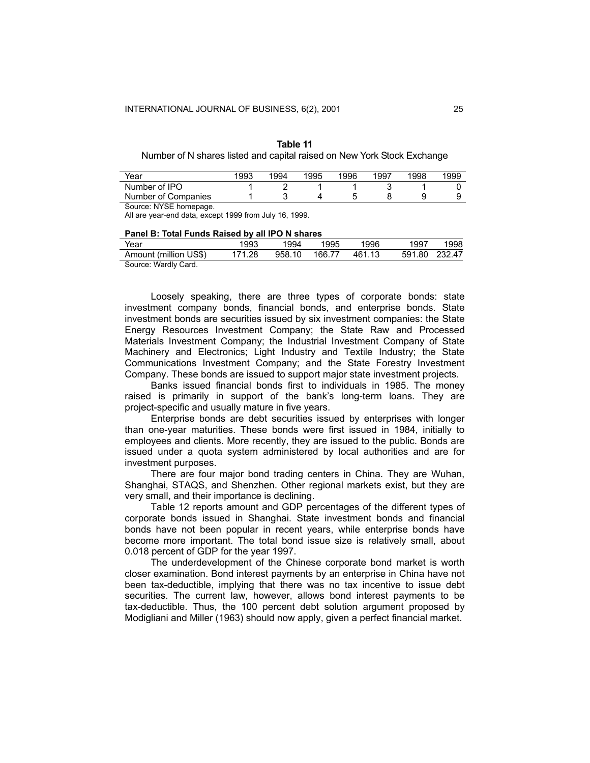**Table 11**

Number of N shares listed and capital raised on New York Stock Exchange

| Year | 1993 | 1994 | 1995 | 1996 | 1997 | 1998 | 1999 |
|---|---|---|---|---|---|---|---|
| Number of IPO | 1 | 2 | 1 | 1 | 3 | 1 | 0 |
| Number of Companies | 1 | 3 | 4 | 5 | 8 | 9 | 9 |

Source: NYSE homepage.
All are year-end data, except 1999 from July 16, 1999.

**Panel B: Total Funds Raised by all IPO N shares**

| Year | 1993 | 1994 | 1995 | 1996 | 1997 | 1998 |
|---|---|---|---|---|---|---|
| Amount (million US$) | 171.28 | 958.10 | 166.77 | 461.13 | 591.80 | 232.47 |

Source: Wardly Card.

Loosely speaking, there are three types of corporate bonds: state investment company bonds, financial bonds, and enterprise bonds. State investment bonds are securities issued by six investment companies: the State Energy Resources Investment Company; the State Raw and Processed Materials Investment Company; the Industrial Investment Company of State Machinery and Electronics; Light Industry and Textile Industry; the State Communications Investment Company; and the State Forestry Investment Company. These bonds are issued to support major state investment projects.

Banks issued financial bonds first to individuals in 1985. The money raised is primarily in support of the bank's long-term loans. They are project-specific and usually mature in five years.

Enterprise bonds are debt securities issued by enterprises with longer than one-year maturities. These bonds were first issued in 1984, initially to employees and clients. More recently, they are issued to the public. Bonds are issued under a quota system administered by local authorities and are for investment purposes.

There are four major bond trading centers in China. They are Wuhan, Shanghai, STAQS, and Shenzhen. Other regional markets exist, but they are very small, and their importance is declining.

Table 12 reports amount and GDP percentages of the different types of corporate bonds issued in Shanghai. State investment bonds and financial bonds have not been popular in recent years, while enterprise bonds have become more important. The total bond issue size is relatively small, about 0.018 percent of GDP for the year 1997.

The underdevelopment of the Chinese corporate bond market is worth closer examination. Bond interest payments by an enterprise in China have not been tax-deductible, implying that there was no tax incentive to issue debt securities. The current law, however, allows bond interest payments to be tax-deductible. Thus, the 100 percent debt solution argument proposed by Modigliani and Miller (1963) should now apply, given a perfect financial market.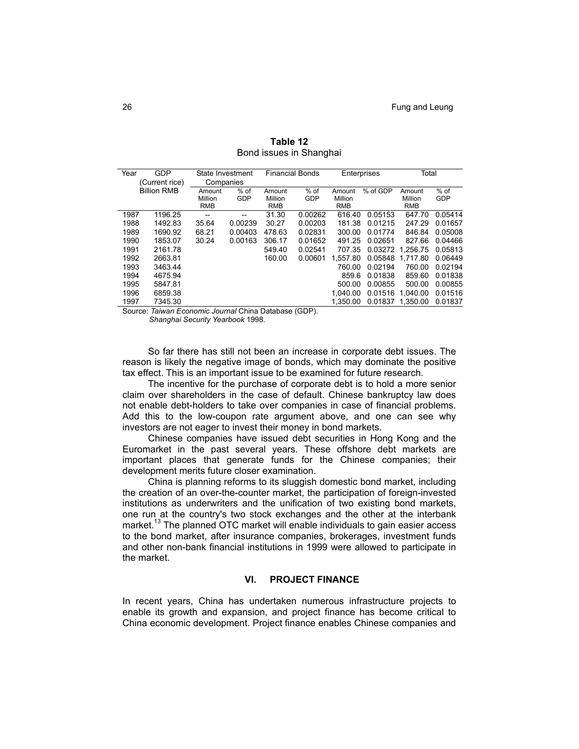**Table 12**
Bond issues in Shanghai

| Year | GDP (Current rice) Billion RMB | State Investment Companies | | Financial Bonds | | Enterprises | | Total | |
|---|---|---|---|---|---|---|---|---|---|
| | | Amount Million RMB | % of GDP | Amount Million RMB | % of GDP | Amount Million RMB | % of GDP | Amount Million RMB | % of GDP |
| 1987 | 1196.25 | -- | -- | 31.30 | 0.00262 | 616.40 | 0.05153 | 647.70 | 0.05414 |
| 1988 | 1492.83 | 35.64 | 0.00239 | 30.27 | 0.00203 | 181.38 | 0.01215 | 247.29 | 0.01657 |
| 1989 | 1690.92 | 68.21 | 0.00403 | 478.63 | 0.02831 | 300.00 | 0.01774 | 846.84 | 0.05008 |
| 1990 | 1853.07 | 30.24 | 0.00163 | 306.17 | 0.01652 | 491.25 | 0.02651 | 827.66 | 0.04466 |
| 1991 | 2161.78 | | | 549.40 | 0.02541 | 707.35 | 0.03272 | 1,256.75 | 0.05813 |
| 1992 | 2663.81 | | | 160.00 | 0.00601 | 1,557.80 | 0.05848 | 1,717.80 | 0.06449 |
| 1993 | 3463.44 | | | | | 760.00 | 0.02194 | 760.00 | 0.02194 |
| 1994 | 4675.94 | | | | | 859.6 | 0.01838 | 859.60 | 0.01838 |
| 1995 | 5847.81 | | | | | 500.00 | 0.00855 | 500.00 | 0.00855 |
| 1996 | 6859.38 | | | | | 1,040.00 | 0.01516 | 1,040.00 | 0.01516 |
| 1997 | 7345.30 | | | | | 1,350.00 | 0.01837 | 1,350.00 | 0.01837 |

Source: *Taiwan Economic Journal* China Database (GDP).
*Shanghai Security Yearbook* 1998.

So far there has still not been an increase in corporate debt issues. The reason is likely the negative image of bonds, which may dominate the positive tax effect. This is an important issue to be examined for future research.

The incentive for the purchase of corporate debt is to hold a more senior claim over shareholders in the case of default. Chinese bankruptcy law does not enable debt-holders to take over companies in case of financial problems. Add this to the low-coupon rate argument above, and one can see why investors are not eager to invest their money in bond markets.

Chinese companies have issued debt securities in Hong Kong and the Euromarket in the past several years. These offshore debt markets are important places that generate funds for the Chinese companies; their development merits future closer examination.

China is planning reforms to its sluggish domestic bond market, including the creation of an over-the-counter market, the participation of foreign-invested institutions as underwriters and the unification of two existing bond markets, one run at the country's two stock exchanges and the other at the interbank market.[13] The planned OTC market will enable individuals to gain easier access to the bond market, after insurance companies, brokerages, investment funds and other non-bank financial institutions in 1999 were allowed to participate in the market.

## VI. PROJECT FINANCE

In recent years, China has undertaken numerous infrastructure projects to enable its growth and expansion, and project finance has become critical to China economic development. Project finance enables Chinese companies and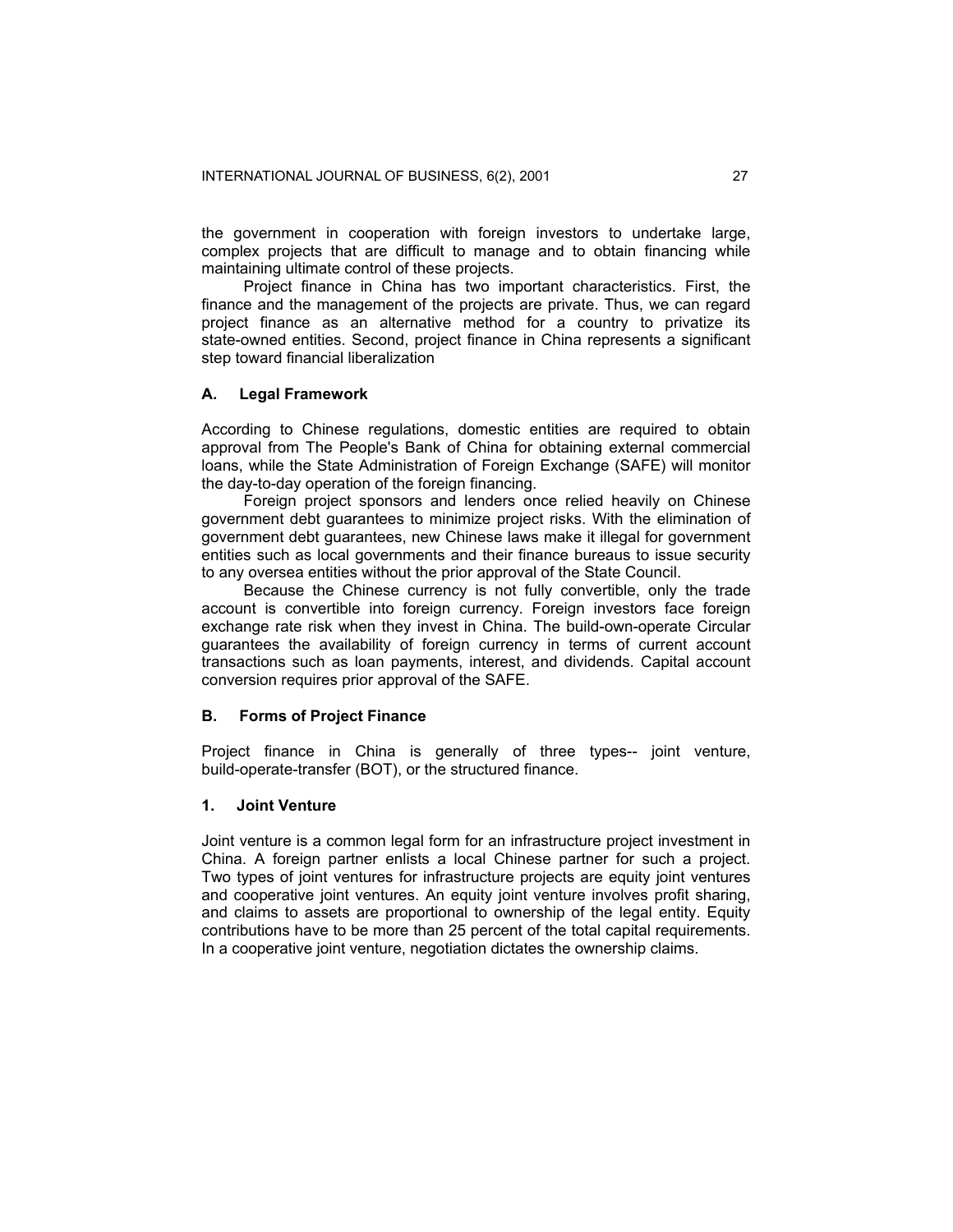the government in cooperation with foreign investors to undertake large, complex projects that are difficult to manage and to obtain financing while maintaining ultimate control of these projects.

Project finance in China has two important characteristics. First, the finance and the management of the projects are private. Thus, we can regard project finance as an alternative method for a country to privatize its state-owned entities. Second, project finance in China represents a significant step toward financial liberalization

### A. Legal Framework

According to Chinese regulations, domestic entities are required to obtain approval from The People's Bank of China for obtaining external commercial loans, while the State Administration of Foreign Exchange (SAFE) will monitor the day-to-day operation of the foreign financing.

Foreign project sponsors and lenders once relied heavily on Chinese government debt guarantees to minimize project risks. With the elimination of government debt guarantees, new Chinese laws make it illegal for government entities such as local governments and their finance bureaus to issue security to any oversea entities without the prior approval of the State Council.

Because the Chinese currency is not fully convertible, only the trade account is convertible into foreign currency. Foreign investors face foreign exchange rate risk when they invest in China. The build-own-operate Circular guarantees the availability of foreign currency in terms of current account transactions such as loan payments, interest, and dividends. Capital account conversion requires prior approval of the SAFE.

### B. Forms of Project Finance

Project finance in China is generally of three types-- joint venture, build-operate-transfer (BOT), or the structured finance.

#### 1. Joint Venture

Joint venture is a common legal form for an infrastructure project investment in China. A foreign partner enlists a local Chinese partner for such a project. Two types of joint ventures for infrastructure projects are equity joint ventures and cooperative joint ventures. An equity joint venture involves profit sharing, and claims to assets are proportional to ownership of the legal entity. Equity contributions have to be more than 25 percent of the total capital requirements. In a cooperative joint venture, negotiation dictates the ownership claims.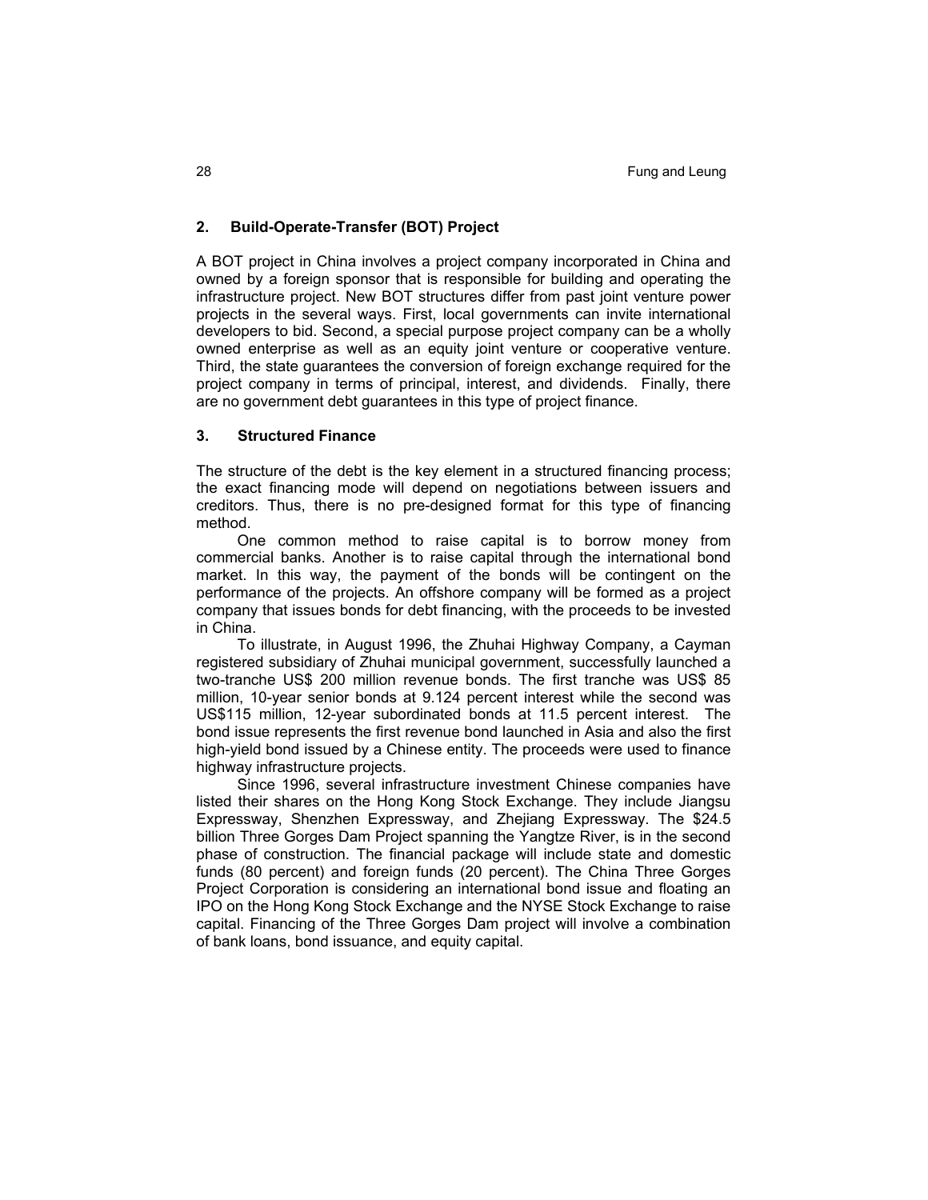## 2. Build-Operate-Transfer (BOT) Project

A BOT project in China involves a project company incorporated in China and owned by a foreign sponsor that is responsible for building and operating the infrastructure project. New BOT structures differ from past joint venture power projects in the several ways. First, local governments can invite international developers to bid. Second, a special purpose project company can be a wholly owned enterprise as well as an equity joint venture or cooperative venture. Third, the state guarantees the conversion of foreign exchange required for the project company in terms of principal, interest, and dividends. Finally, there are no government debt guarantees in this type of project finance.

## 3. Structured Finance

The structure of the debt is the key element in a structured financing process; the exact financing mode will depend on negotiations between issuers and creditors. Thus, there is no pre-designed format for this type of financing method.

One common method to raise capital is to borrow money from commercial banks. Another is to raise capital through the international bond market. In this way, the payment of the bonds will be contingent on the performance of the projects. An offshore company will be formed as a project company that issues bonds for debt financing, with the proceeds to be invested in China.

To illustrate, in August 1996, the Zhuhai Highway Company, a Cayman registered subsidiary of Zhuhai municipal government, successfully launched a two-tranche US$ 200 million revenue bonds. The first tranche was US$ 85 million, 10-year senior bonds at 9.124 percent interest while the second was US$115 million, 12-year subordinated bonds at 11.5 percent interest. The bond issue represents the first revenue bond launched in Asia and also the first high-yield bond issued by a Chinese entity. The proceeds were used to finance highway infrastructure projects.

Since 1996, several infrastructure investment Chinese companies have listed their shares on the Hong Kong Stock Exchange. They include Jiangsu Expressway, Shenzhen Expressway, and Zhejiang Expressway. The $24.5 billion Three Gorges Dam Project spanning the Yangtze River, is in the second phase of construction. The financial package will include state and domestic funds (80 percent) and foreign funds (20 percent). The China Three Gorges Project Corporation is considering an international bond issue and floating an IPO on the Hong Kong Stock Exchange and the NYSE Stock Exchange to raise capital. Financing of the Three Gorges Dam project will involve a combination of bank loans, bond issuance, and equity capital.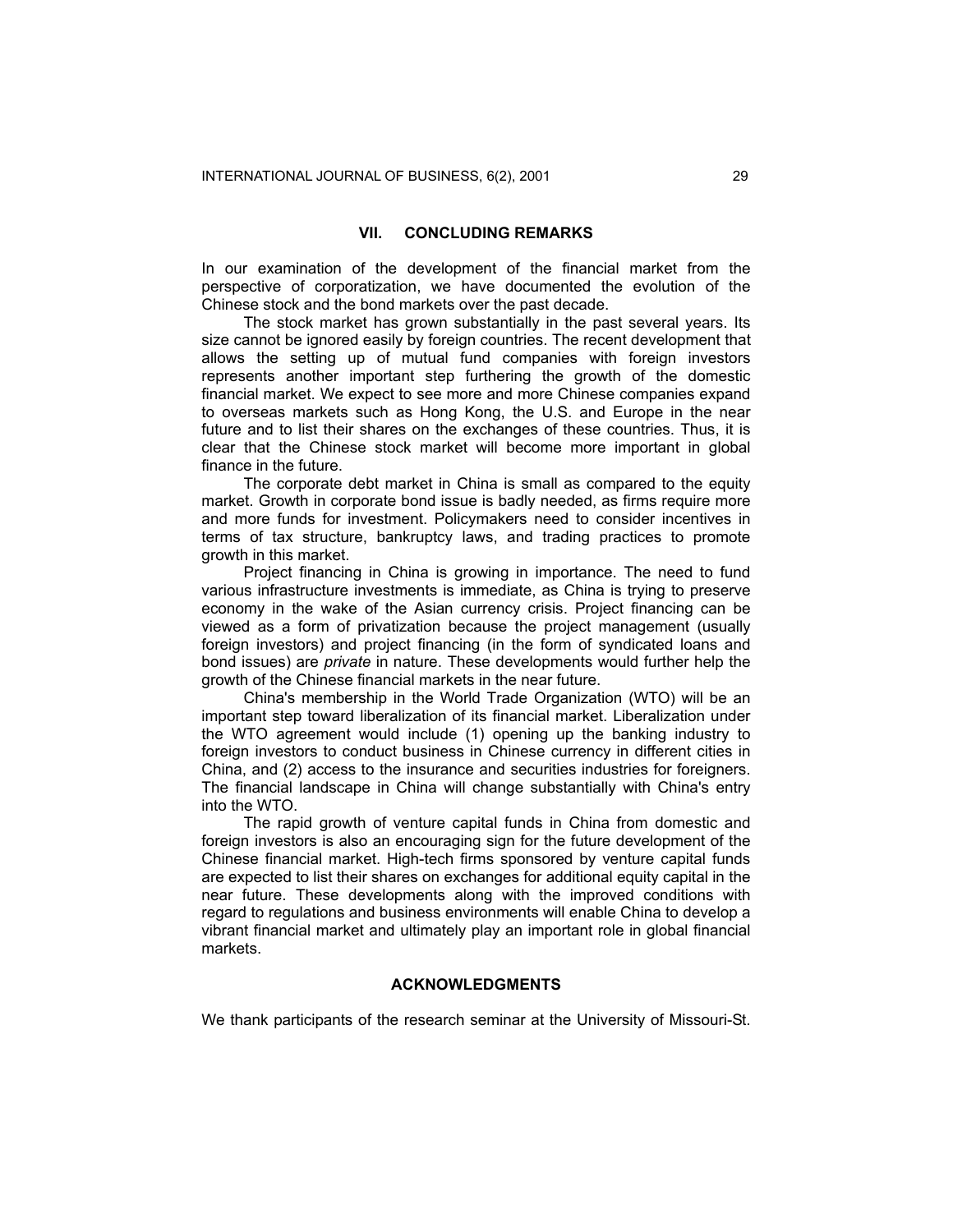## VII. CONCLUDING REMARKS

In our examination of the development of the financial market from the perspective of corporatization, we have documented the evolution of the Chinese stock and the bond markets over the past decade.

The stock market has grown substantially in the past several years. Its size cannot be ignored easily by foreign countries. The recent development that allows the setting up of mutual fund companies with foreign investors represents another important step furthering the growth of the domestic financial market. We expect to see more and more Chinese companies expand to overseas markets such as Hong Kong, the U.S. and Europe in the near future and to list their shares on the exchanges of these countries. Thus, it is clear that the Chinese stock market will become more important in global finance in the future.

The corporate debt market in China is small as compared to the equity market. Growth in corporate bond issue is badly needed, as firms require more and more funds for investment. Policymakers need to consider incentives in terms of tax structure, bankruptcy laws, and trading practices to promote growth in this market.

Project financing in China is growing in importance. The need to fund various infrastructure investments is immediate, as China is trying to preserve economy in the wake of the Asian currency crisis. Project financing can be viewed as a form of privatization because the project management (usually foreign investors) and project financing (in the form of syndicated loans and bond issues) are *private* in nature. These developments would further help the growth of the Chinese financial markets in the near future.

China's membership in the World Trade Organization (WTO) will be an important step toward liberalization of its financial market. Liberalization under the WTO agreement would include (1) opening up the banking industry to foreign investors to conduct business in Chinese currency in different cities in China, and (2) access to the insurance and securities industries for foreigners. The financial landscape in China will change substantially with China's entry into the WTO.

The rapid growth of venture capital funds in China from domestic and foreign investors is also an encouraging sign for the future development of the Chinese financial market. High-tech firms sponsored by venture capital funds are expected to list their shares on exchanges for additional equity capital in the near future. These developments along with the improved conditions with regard to regulations and business environments will enable China to develop a vibrant financial market and ultimately play an important role in global financial markets.

## ACKNOWLEDGMENTS

We thank participants of the research seminar at the University of Missouri-St.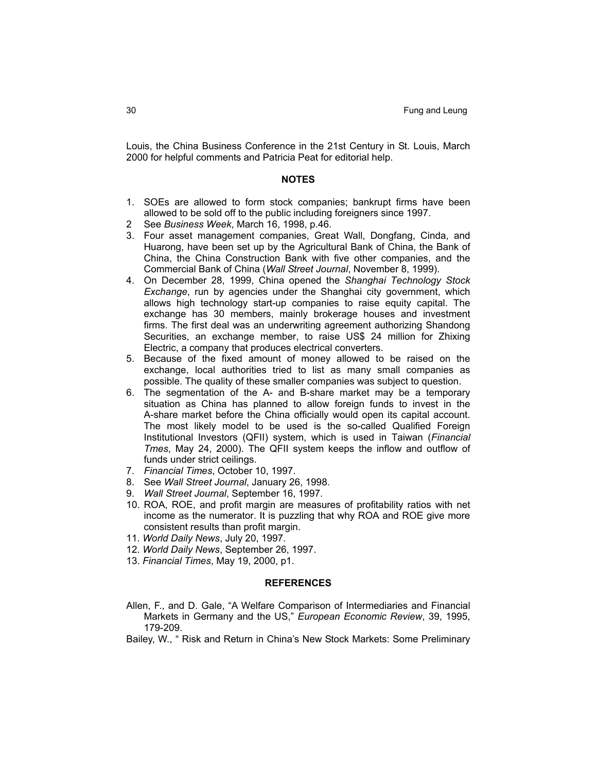Louis, the China Business Conference in the 21st Century in St. Louis, March 2000 for helpful comments and Patricia Peat for editorial help.

## NOTES

1. SOEs are allowed to form stock companies; bankrupt firms have been allowed to be sold off to the public including foreigners since 1997.
2. See *Business Week*, March 16, 1998, p.46.
3. Four asset management companies, Great Wall, Dongfang, Cinda, and Huarong, have been set up by the Agricultural Bank of China, the Bank of China, the China Construction Bank with five other companies, and the Commercial Bank of China (*Wall Street Journal*, November 8, 1999).
4. On December 28, 1999, China opened the *Shanghai Technology Stock Exchange*, run by agencies under the Shanghai city government, which allows high technology start-up companies to raise equity capital. The exchange has 30 members, mainly brokerage houses and investment firms. The first deal was an underwriting agreement authorizing Shandong Securities, an exchange member, to raise US$ 24 million for Zhixing Electric, a company that produces electrical converters.
5. Because of the fixed amount of money allowed to be raised on the exchange, local authorities tried to list as many small companies as possible. The quality of these smaller companies was subject to question.
6. The segmentation of the A- and B-share market may be a temporary situation as China has planned to allow foreign funds to invest in the A-share market before the China officially would open its capital account. The most likely model to be used is the so-called Qualified Foreign Institutional Investors (QFII) system, which is used in Taiwan (*Financial Tmes*, May 24, 2000). The QFII system keeps the inflow and outflow of funds under strict ceilings.
7. *Financial Times*, October 10, 1997.
8. See *Wall Street Journal*, January 26, 1998.
9. *Wall Street Journal*, September 16, 1997.
10. ROA, ROE, and profit margin are measures of profitability ratios with net income as the numerator. It is puzzling that why ROA and ROE give more consistent results than profit margin.
11. *World Daily News*, July 20, 1997.
12. *World Daily News*, September 26, 1997.
13. *Financial Times*, May 19, 2000, p1.

## REFERENCES

Allen, F., and D. Gale, "A Welfare Comparison of Intermediaries and Financial Markets in Germany and the US," *European Economic Review*, 39, 1995, 179-209.

Bailey, W., " Risk and Return in China's New Stock Markets: Some Preliminary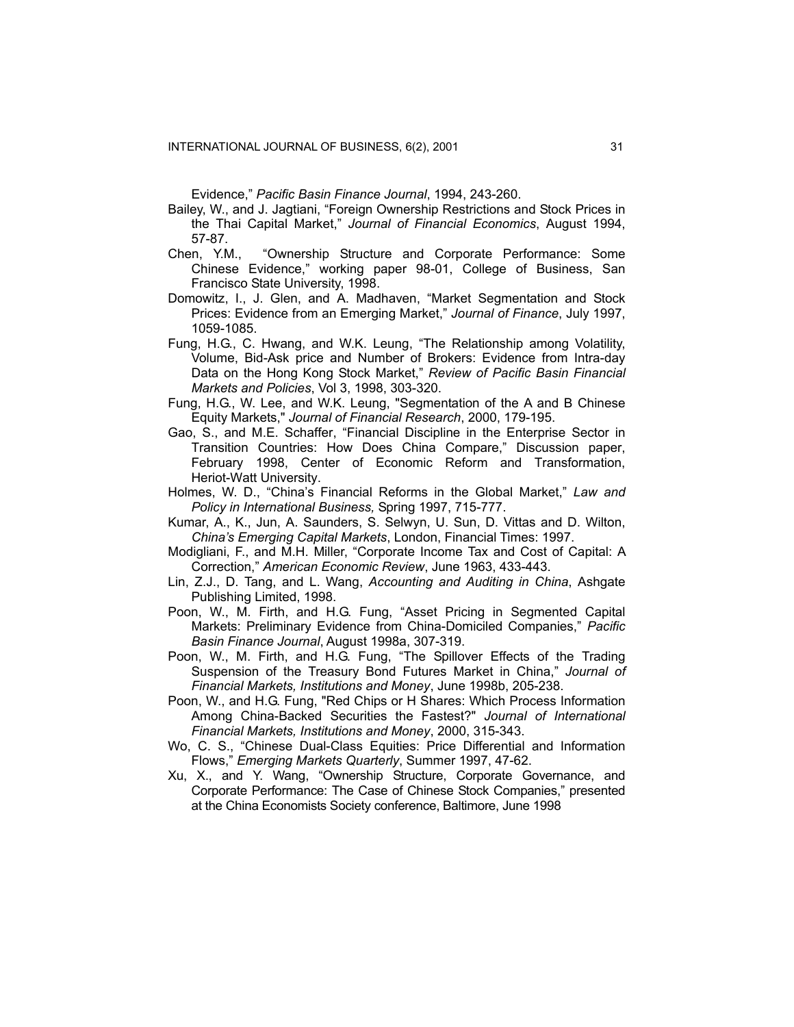Evidence," *Pacific Basin Finance Journal*, 1994, 243-260.

Bailey, W., and J. Jagtiani, "Foreign Ownership Restrictions and Stock Prices in the Thai Capital Market," *Journal of Financial Economics*, August 1994, 57-87.

Chen, Y.M., "Ownership Structure and Corporate Performance: Some Chinese Evidence," working paper 98-01, College of Business, San Francisco State University, 1998.

Domowitz, I., J. Glen, and A. Madhaven, "Market Segmentation and Stock Prices: Evidence from an Emerging Market," *Journal of Finance*, July 1997, 1059-1085.

Fung, H.G., C. Hwang, and W.K. Leung, "The Relationship among Volatility, Volume, Bid-Ask price and Number of Brokers: Evidence from Intra-day Data on the Hong Kong Stock Market," *Review of Pacific Basin Financial Markets and Policies*, Vol 3, 1998, 303-320.

Fung, H.G., W. Lee, and W.K. Leung, "Segmentation of the A and B Chinese Equity Markets," *Journal of Financial Research*, 2000, 179-195.

Gao, S., and M.E. Schaffer, "Financial Discipline in the Enterprise Sector in Transition Countries: How Does China Compare," Discussion paper, February 1998, Center of Economic Reform and Transformation, Heriot-Watt University.

Holmes, W. D., "China's Financial Reforms in the Global Market," *Law and Policy in International Business,* Spring 1997, 715-777.

Kumar, A., K., Jun, A. Saunders, S. Selwyn, U. Sun, D. Vittas and D. Wilton, *China's Emerging Capital Markets*, London, Financial Times: 1997.

Modigliani, F., and M.H. Miller, "Corporate Income Tax and Cost of Capital: A Correction," *American Economic Review*, June 1963, 433-443.

Lin, Z.J., D. Tang, and L. Wang, *Accounting and Auditing in China*, Ashgate Publishing Limited, 1998.

Poon, W., M. Firth, and H.G. Fung, "Asset Pricing in Segmented Capital Markets: Preliminary Evidence from China-Domiciled Companies," *Pacific Basin Finance Journal*, August 1998a, 307-319.

Poon, W., M. Firth, and H.G. Fung, "The Spillover Effects of the Trading Suspension of the Treasury Bond Futures Market in China," *Journal of Financial Markets, Institutions and Money*, June 1998b, 205-238.

Poon, W., and H.G. Fung, "Red Chips or H Shares: Which Process Information Among China-Backed Securities the Fastest?" *Journal of International Financial Markets, Institutions and Money*, 2000, 315-343.

Wo, C. S., "Chinese Dual-Class Equities: Price Differential and Information Flows," *Emerging Markets Quarterly*, Summer 1997, 47-62.

Xu, X., and Y. Wang, "Ownership Structure, Corporate Governance, and Corporate Performance: The Case of Chinese Stock Companies," presented at the China Economists Society conference, Baltimore, June 1998